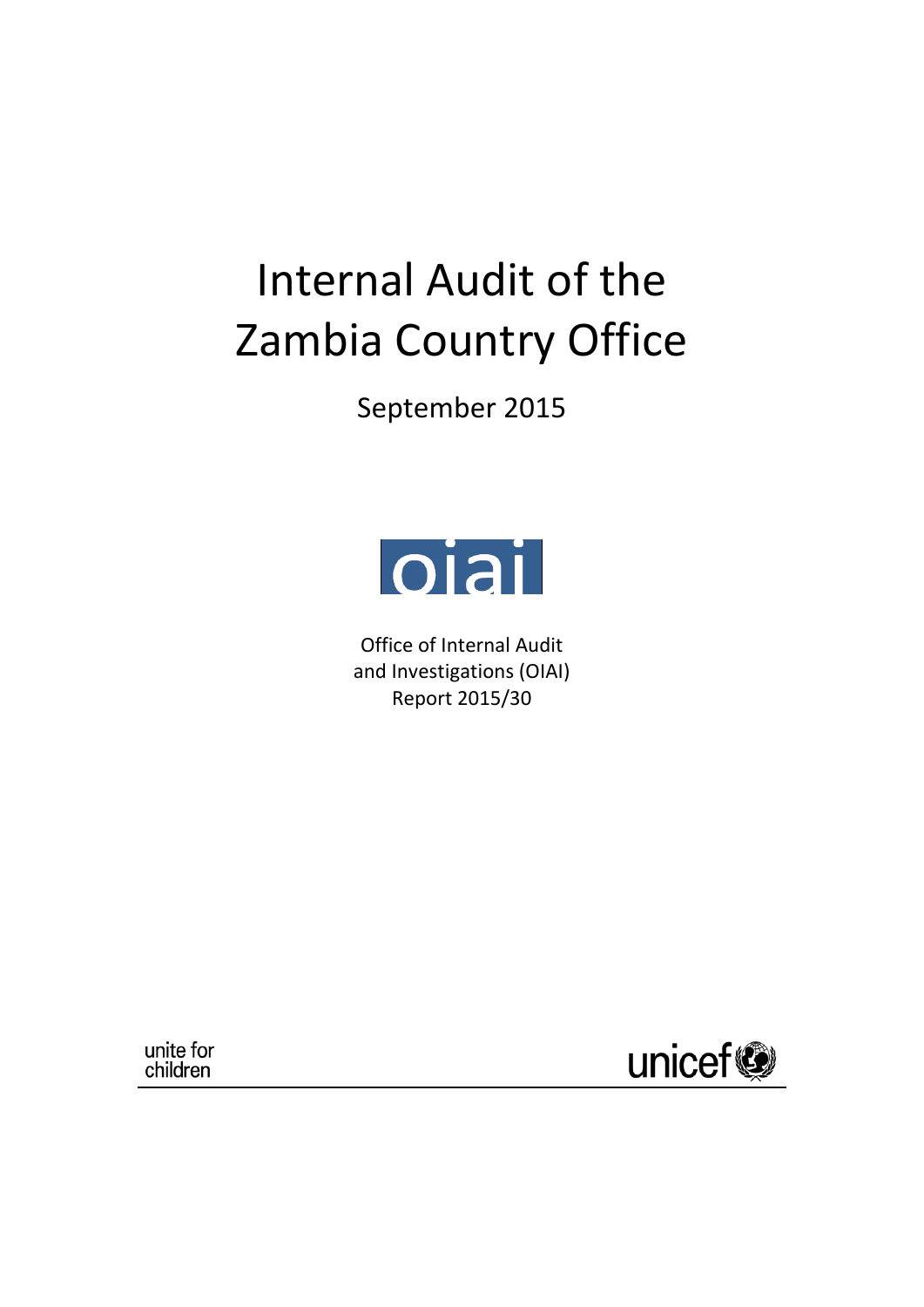# Internal Audit of the Zambia Country Office

September 2015

oiai

Office of Internal Audit and Investigations (OIAI)
Report 2015/30

unite for children

unicef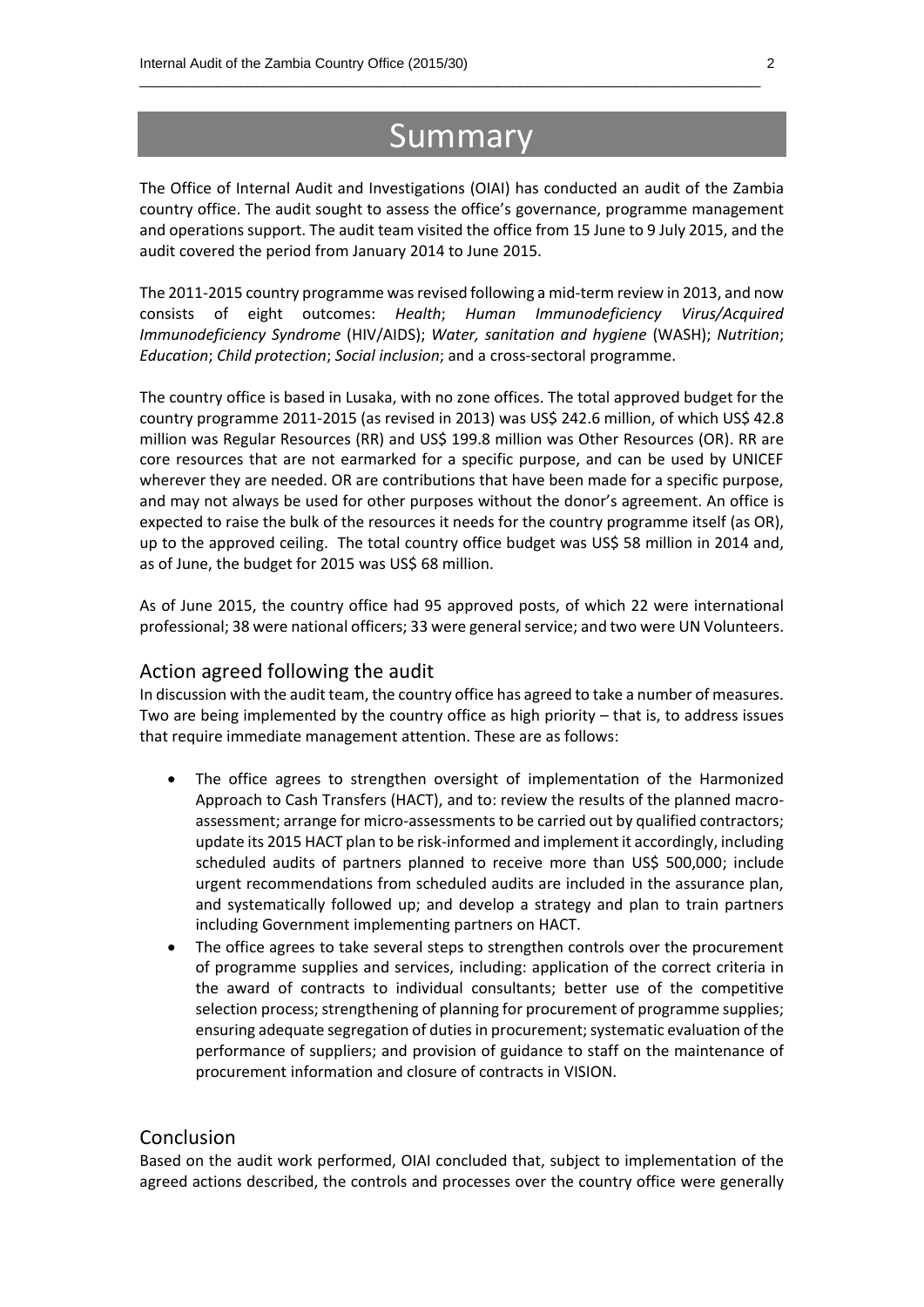# Summary

The Office of Internal Audit and Investigations (OIAI) has conducted an audit of the Zambia country office. The audit sought to assess the office's governance, programme management and operations support. The audit team visited the office from 15 June to 9 July 2015, and the audit covered the period from January 2014 to June 2015.

The 2011-2015 country programme was revised following a mid-term review in 2013, and now consists of eight outcomes: *Health*; *Human Immunodeficiency Virus/Acquired Immunodeficiency Syndrome* (HIV/AIDS); *Water, sanitation and hygiene* (WASH); *Nutrition*; *Education*; *Child protection*; *Social inclusion*; and a cross-sectoral programme.

The country office is based in Lusaka, with no zone offices. The total approved budget for the country programme 2011-2015 (as revised in 2013) was US$ 242.6 million, of which US$ 42.8 million was Regular Resources (RR) and US$ 199.8 million was Other Resources (OR). RR are core resources that are not earmarked for a specific purpose, and can be used by UNICEF wherever they are needed. OR are contributions that have been made for a specific purpose, and may not always be used for other purposes without the donor's agreement. An office is expected to raise the bulk of the resources it needs for the country programme itself (as OR), up to the approved ceiling. The total country office budget was US$ 58 million in 2014 and, as of June, the budget for 2015 was US$ 68 million.

As of June 2015, the country office had 95 approved posts, of which 22 were international professional; 38 were national officers; 33 were general service; and two were UN Volunteers.

## Action agreed following the audit

In discussion with the audit team, the country office has agreed to take a number of measures. Two are being implemented by the country office as high priority – that is, to address issues that require immediate management attention. These are as follows:

- The office agrees to strengthen oversight of implementation of the Harmonized Approach to Cash Transfers (HACT), and to: review the results of the planned macro-assessment; arrange for micro-assessments to be carried out by qualified contractors; update its 2015 HACT plan to be risk-informed and implement it accordingly, including scheduled audits of partners planned to receive more than US$ 500,000; include urgent recommendations from scheduled audits are included in the assurance plan, and systematically followed up; and develop a strategy and plan to train partners including Government implementing partners on HACT.
- The office agrees to take several steps to strengthen controls over the procurement of programme supplies and services, including: application of the correct criteria in the award of contracts to individual consultants; better use of the competitive selection process; strengthening of planning for procurement of programme supplies; ensuring adequate segregation of duties in procurement; systematic evaluation of the performance of suppliers; and provision of guidance to staff on the maintenance of procurement information and closure of contracts in VISION.

## Conclusion

Based on the audit work performed, OIAI concluded that, subject to implementation of the agreed actions described, the controls and processes over the country office were generally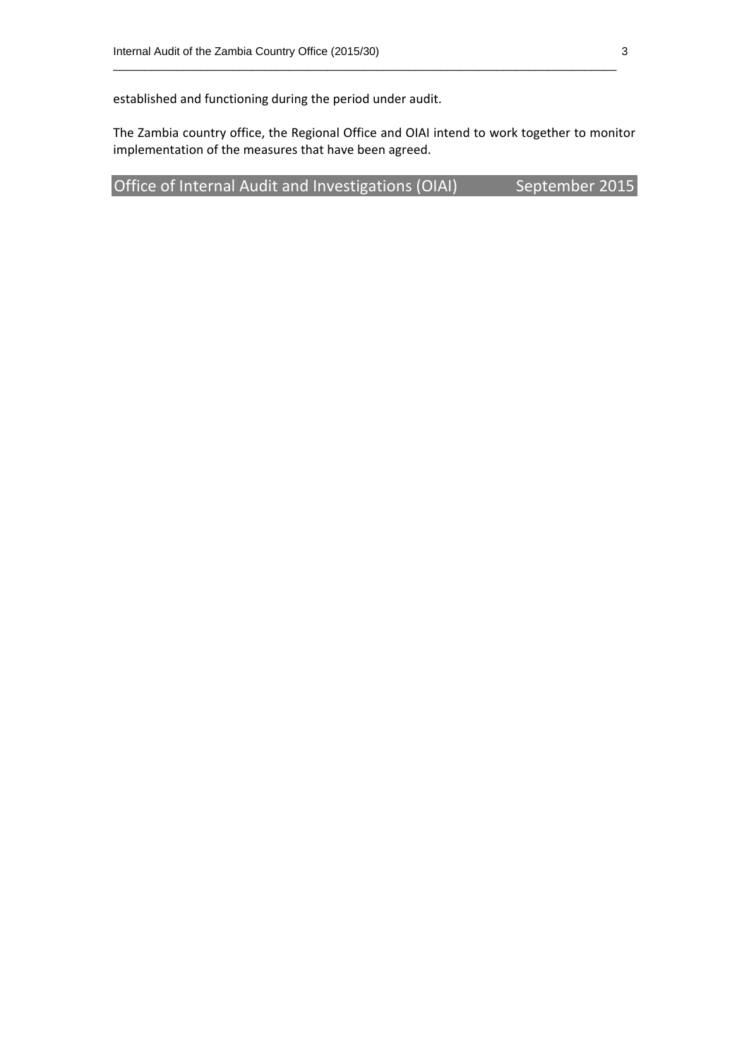established and functioning during the period under audit.

The Zambia country office, the Regional Office and OIAI intend to work together to monitor implementation of the measures that have been agreed.

**Office of Internal Audit and Investigations (OIAI) September 2015**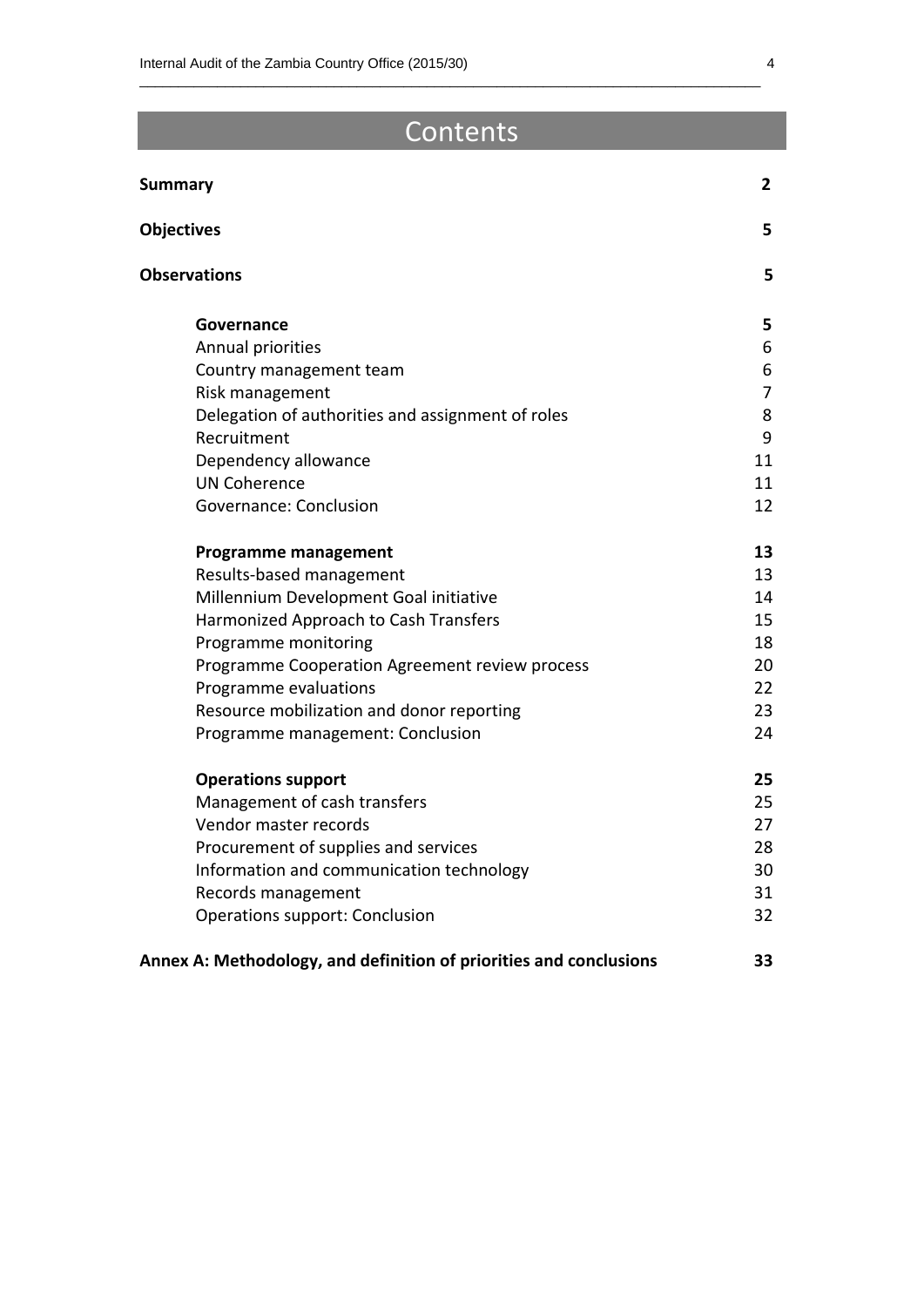# Contents

| | |
|---|---|
| **Summary** | **2** |
| **Objectives** | **5** |
| **Observations** | **5** |
| **Governance** | **5** |
| Annual priorities | 6 |
| Country management team | 6 |
| Risk management | 7 |
| Delegation of authorities and assignment of roles | 8 |
| Recruitment | 9 |
| Dependency allowance | 11 |
| UN Coherence | 11 |
| Governance: Conclusion | 12 |
| **Programme management** | **13** |
| Results-based management | 13 |
| Millennium Development Goal initiative | 14 |
| Harmonized Approach to Cash Transfers | 15 |
| Programme monitoring | 18 |
| Programme Cooperation Agreement review process | 20 |
| Programme evaluations | 22 |
| Resource mobilization and donor reporting | 23 |
| Programme management: Conclusion | 24 |
| **Operations support** | **25** |
| Management of cash transfers | 25 |
| Vendor master records | 27 |
| Procurement of supplies and services | 28 |
| Information and communication technology | 30 |
| Records management | 31 |
| Operations support: Conclusion | 32 |
| **Annex A: Methodology, and definition of priorities and conclusions** | **33** |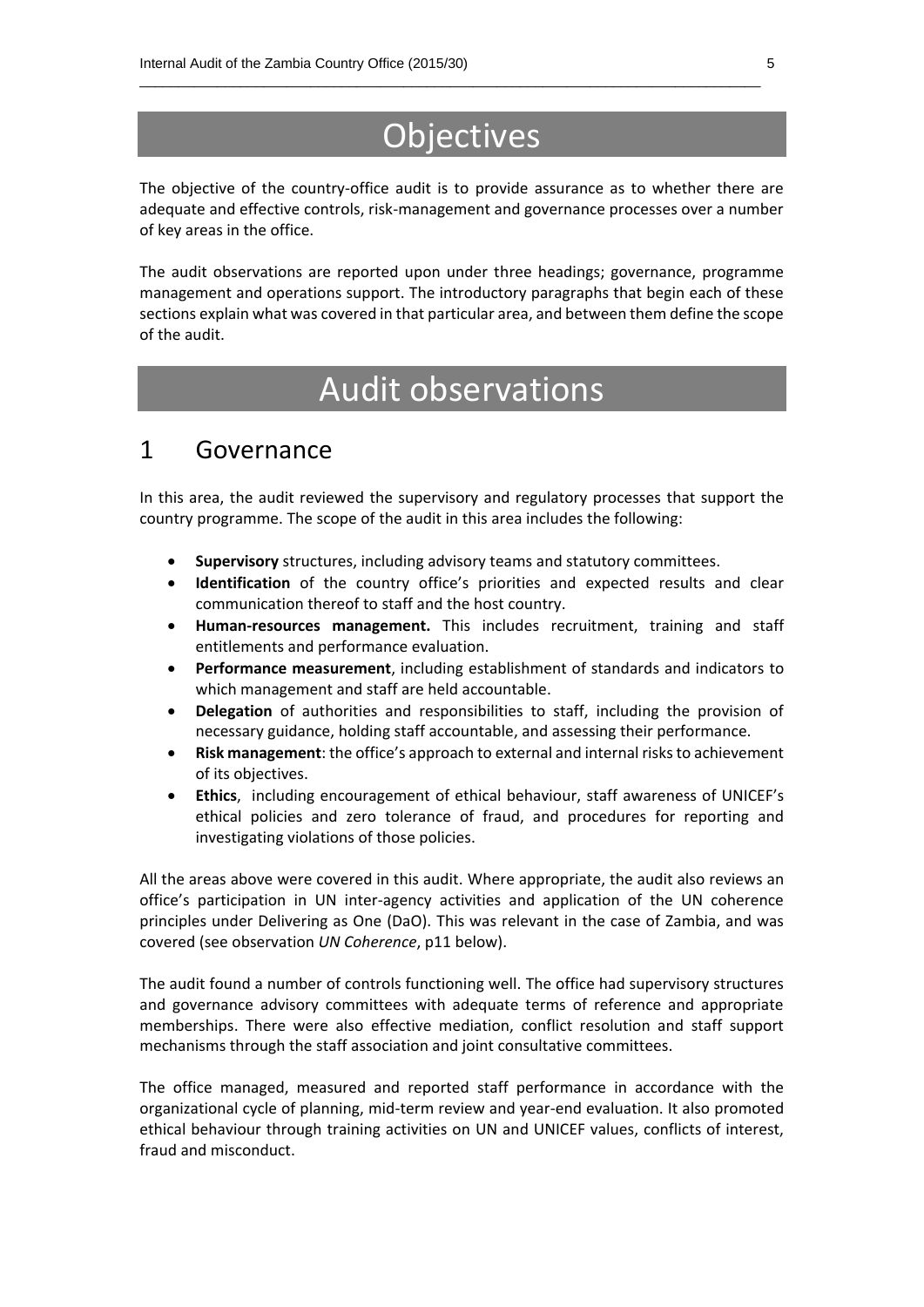# Objectives

The objective of the country-office audit is to provide assurance as to whether there are adequate and effective controls, risk-management and governance processes over a number of key areas in the office.

The audit observations are reported upon under three headings; governance, programme management and operations support. The introductory paragraphs that begin each of these sections explain what was covered in that particular area, and between them define the scope of the audit.

# Audit observations

## 1 Governance

In this area, the audit reviewed the supervisory and regulatory processes that support the country programme. The scope of the audit in this area includes the following:

- **Supervisory** structures, including advisory teams and statutory committees.
- **Identification** of the country office's priorities and expected results and clear communication thereof to staff and the host country.
- **Human-resources management.** This includes recruitment, training and staff entitlements and performance evaluation.
- **Performance measurement**, including establishment of standards and indicators to which management and staff are held accountable.
- **Delegation** of authorities and responsibilities to staff, including the provision of necessary guidance, holding staff accountable, and assessing their performance.
- **Risk management**: the office's approach to external and internal risks to achievement of its objectives.
- **Ethics**, including encouragement of ethical behaviour, staff awareness of UNICEF's ethical policies and zero tolerance of fraud, and procedures for reporting and investigating violations of those policies.

All the areas above were covered in this audit. Where appropriate, the audit also reviews an office's participation in UN inter-agency activities and application of the UN coherence principles under Delivering as One (DaO). This was relevant in the case of Zambia, and was covered (see observation *UN Coherence*, p11 below).

The audit found a number of controls functioning well. The office had supervisory structures and governance advisory committees with adequate terms of reference and appropriate memberships. There were also effective mediation, conflict resolution and staff support mechanisms through the staff association and joint consultative committees.

The office managed, measured and reported staff performance in accordance with the organizational cycle of planning, mid-term review and year-end evaluation. It also promoted ethical behaviour through training activities on UN and UNICEF values, conflicts of interest, fraud and misconduct.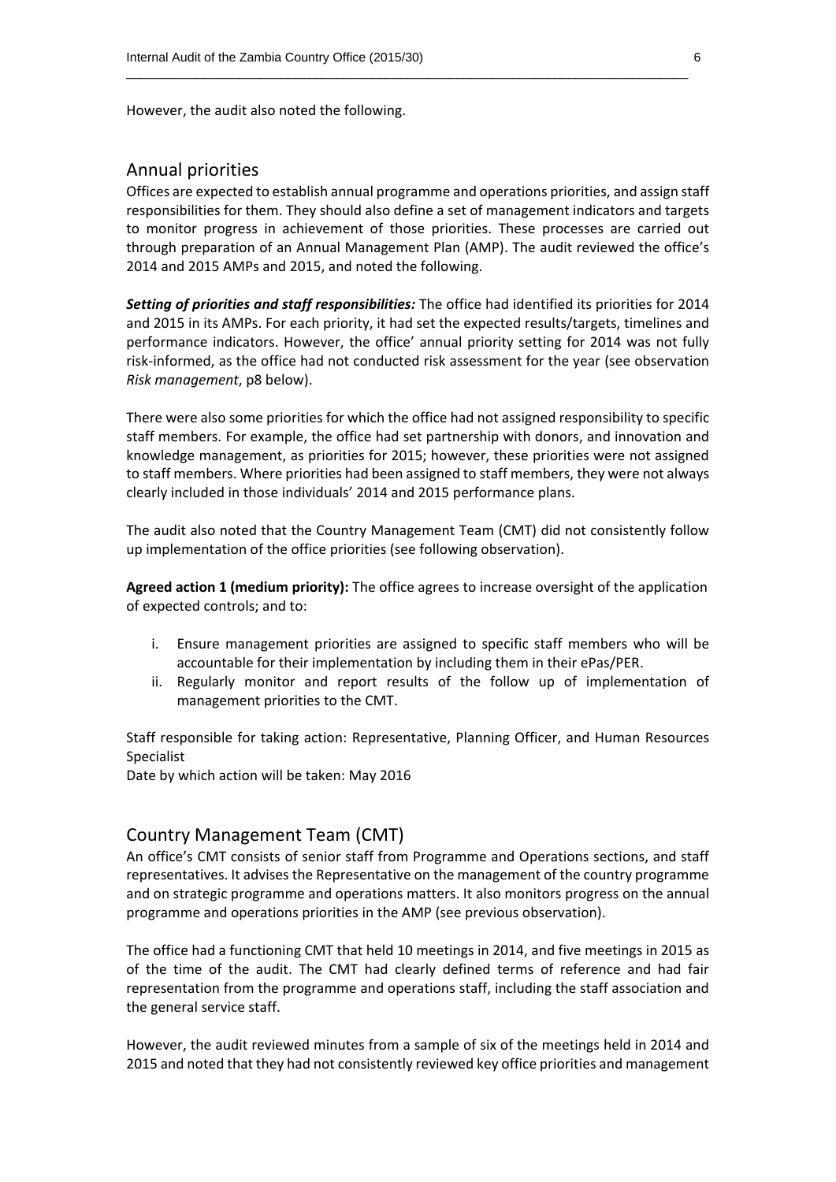However, the audit also noted the following.

## Annual priorities

Offices are expected to establish annual programme and operations priorities, and assign staff responsibilities for them. They should also define a set of management indicators and targets to monitor progress in achievement of those priorities. These processes are carried out through preparation of an Annual Management Plan (AMP). The audit reviewed the office's 2014 and 2015 AMPs and 2015, and noted the following.

***Setting of priorities and staff responsibilities:*** The office had identified its priorities for 2014 and 2015 in its AMPs. For each priority, it had set the expected results/targets, timelines and performance indicators. However, the office' annual priority setting for 2014 was not fully risk-informed, as the office had not conducted risk assessment for the year (see observation *Risk management*, p8 below).

There were also some priorities for which the office had not assigned responsibility to specific staff members. For example, the office had set partnership with donors, and innovation and knowledge management, as priorities for 2015; however, these priorities were not assigned to staff members. Where priorities had been assigned to staff members, they were not always clearly included in those individuals' 2014 and 2015 performance plans.

The audit also noted that the Country Management Team (CMT) did not consistently follow up implementation of the office priorities (see following observation).

**Agreed action 1 (medium priority):** The office agrees to increase oversight of the application of expected controls; and to:

i. Ensure management priorities are assigned to specific staff members who will be accountable for their implementation by including them in their ePas/PER.
ii. Regularly monitor and report results of the follow up of implementation of management priorities to the CMT.

Staff responsible for taking action: Representative, Planning Officer, and Human Resources Specialist
Date by which action will be taken: May 2016

## Country Management Team (CMT)

An office's CMT consists of senior staff from Programme and Operations sections, and staff representatives. It advises the Representative on the management of the country programme and on strategic programme and operations matters. It also monitors progress on the annual programme and operations priorities in the AMP (see previous observation).

The office had a functioning CMT that held 10 meetings in 2014, and five meetings in 2015 as of the time of the audit. The CMT had clearly defined terms of reference and had fair representation from the programme and operations staff, including the staff association and the general service staff.

However, the audit reviewed minutes from a sample of six of the meetings held in 2014 and 2015 and noted that they had not consistently reviewed key office priorities and management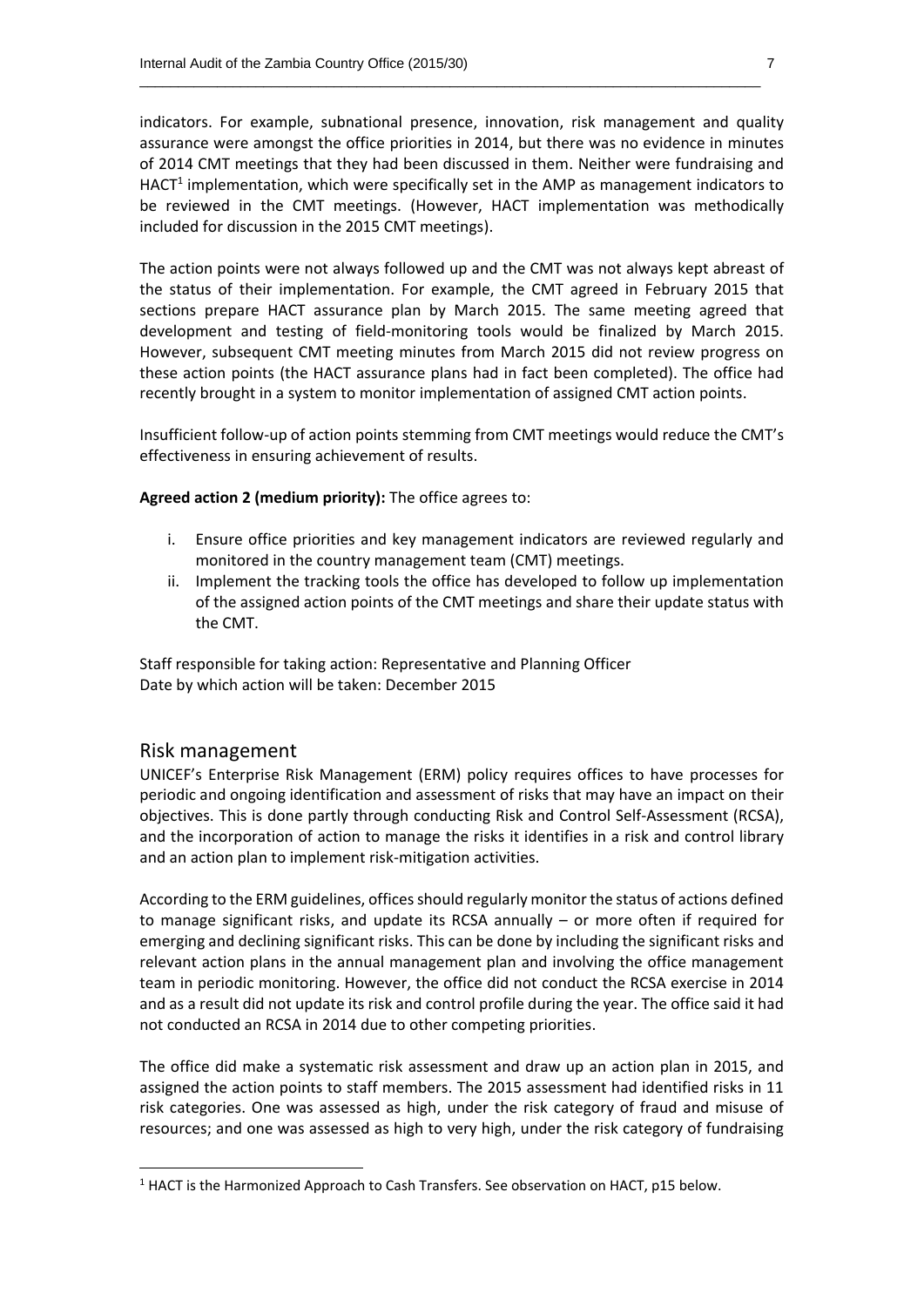indicators. For example, subnational presence, innovation, risk management and quality assurance were amongst the office priorities in 2014, but there was no evidence in minutes of 2014 CMT meetings that they had been discussed in them. Neither were fundraising and HACT[1] implementation, which were specifically set in the AMP as management indicators to be reviewed in the CMT meetings. (However, HACT implementation was methodically included for discussion in the 2015 CMT meetings).

The action points were not always followed up and the CMT was not always kept abreast of the status of their implementation. For example, the CMT agreed in February 2015 that sections prepare HACT assurance plan by March 2015. The same meeting agreed that development and testing of field-monitoring tools would be finalized by March 2015. However, subsequent CMT meeting minutes from March 2015 did not review progress on these action points (the HACT assurance plans had in fact been completed). The office had recently brought in a system to monitor implementation of assigned CMT action points.

Insufficient follow-up of action points stemming from CMT meetings would reduce the CMT's effectiveness in ensuring achievement of results.

**Agreed action 2 (medium priority):** The office agrees to:

i. Ensure office priorities and key management indicators are reviewed regularly and monitored in the country management team (CMT) meetings.
ii. Implement the tracking tools the office has developed to follow up implementation of the assigned action points of the CMT meetings and share their update status with the CMT.

Staff responsible for taking action: Representative and Planning Officer
Date by which action will be taken: December 2015

## Risk management

UNICEF's Enterprise Risk Management (ERM) policy requires offices to have processes for periodic and ongoing identification and assessment of risks that may have an impact on their objectives. This is done partly through conducting Risk and Control Self-Assessment (RCSA), and the incorporation of action to manage the risks it identifies in a risk and control library and an action plan to implement risk-mitigation activities.

According to the ERM guidelines, offices should regularly monitor the status of actions defined to manage significant risks, and update its RCSA annually – or more often if required for emerging and declining significant risks. This can be done by including the significant risks and relevant action plans in the annual management plan and involving the office management team in periodic monitoring. However, the office did not conduct the RCSA exercise in 2014 and as a result did not update its risk and control profile during the year. The office said it had not conducted an RCSA in 2014 due to other competing priorities.

The office did make a systematic risk assessment and draw up an action plan in 2015, and assigned the action points to staff members. The 2015 assessment had identified risks in 11 risk categories. One was assessed as high, under the risk category of fraud and misuse of resources; and one was assessed as high to very high, under the risk category of fundraising

[1] HACT is the Harmonized Approach to Cash Transfers. See observation on HACT, p15 below.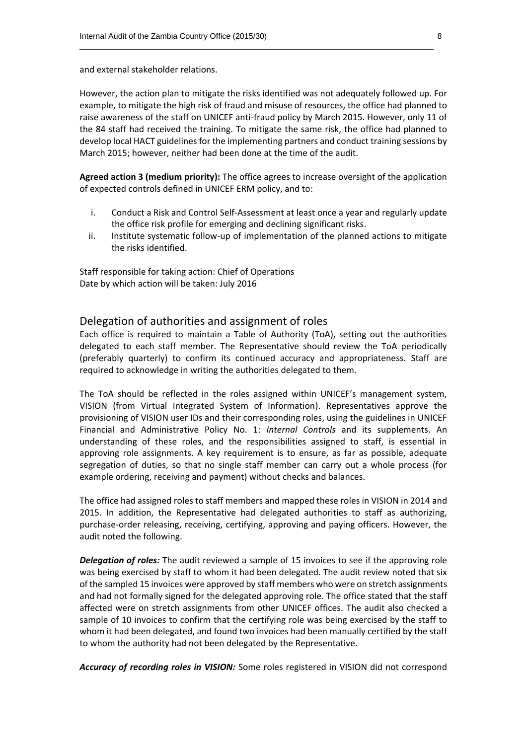and external stakeholder relations.

However, the action plan to mitigate the risks identified was not adequately followed up. For example, to mitigate the high risk of fraud and misuse of resources, the office had planned to raise awareness of the staff on UNICEF anti-fraud policy by March 2015. However, only 11 of the 84 staff had received the training. To mitigate the same risk, the office had planned to develop local HACT guidelines for the implementing partners and conduct training sessions by March 2015; however, neither had been done at the time of the audit.

**Agreed action 3 (medium priority):** The office agrees to increase oversight of the application of expected controls defined in UNICEF ERM policy, and to:

i. Conduct a Risk and Control Self-Assessment at least once a year and regularly update the office risk profile for emerging and declining significant risks.
ii. Institute systematic follow-up of implementation of the planned actions to mitigate the risks identified.

Staff responsible for taking action: Chief of Operations
Date by which action will be taken: July 2016

## Delegation of authorities and assignment of roles

Each office is required to maintain a Table of Authority (ToA), setting out the authorities delegated to each staff member. The Representative should review the ToA periodically (preferably quarterly) to confirm its continued accuracy and appropriateness. Staff are required to acknowledge in writing the authorities delegated to them.

The ToA should be reflected in the roles assigned within UNICEF's management system, VISION (from Virtual Integrated System of Information). Representatives approve the provisioning of VISION user IDs and their corresponding roles, using the guidelines in UNICEF Financial and Administrative Policy No. 1: *Internal Controls* and its supplements. An understanding of these roles, and the responsibilities assigned to staff, is essential in approving role assignments. A key requirement is to ensure, as far as possible, adequate segregation of duties, so that no single staff member can carry out a whole process (for example ordering, receiving and payment) without checks and balances.

The office had assigned roles to staff members and mapped these roles in VISION in 2014 and 2015. In addition, the Representative had delegated authorities to staff as authorizing, purchase-order releasing, receiving, certifying, approving and paying officers. However, the audit noted the following.

***Delegation of roles:*** The audit reviewed a sample of 15 invoices to see if the approving role was being exercised by staff to whom it had been delegated. The audit review noted that six of the sampled 15 invoices were approved by staff members who were on stretch assignments and had not formally signed for the delegated approving role. The office stated that the staff affected were on stretch assignments from other UNICEF offices. The audit also checked a sample of 10 invoices to confirm that the certifying role was being exercised by the staff to whom it had been delegated, and found two invoices had been manually certified by the staff to whom the authority had not been delegated by the Representative.

***Accuracy of recording roles in VISION:*** Some roles registered in VISION did not correspond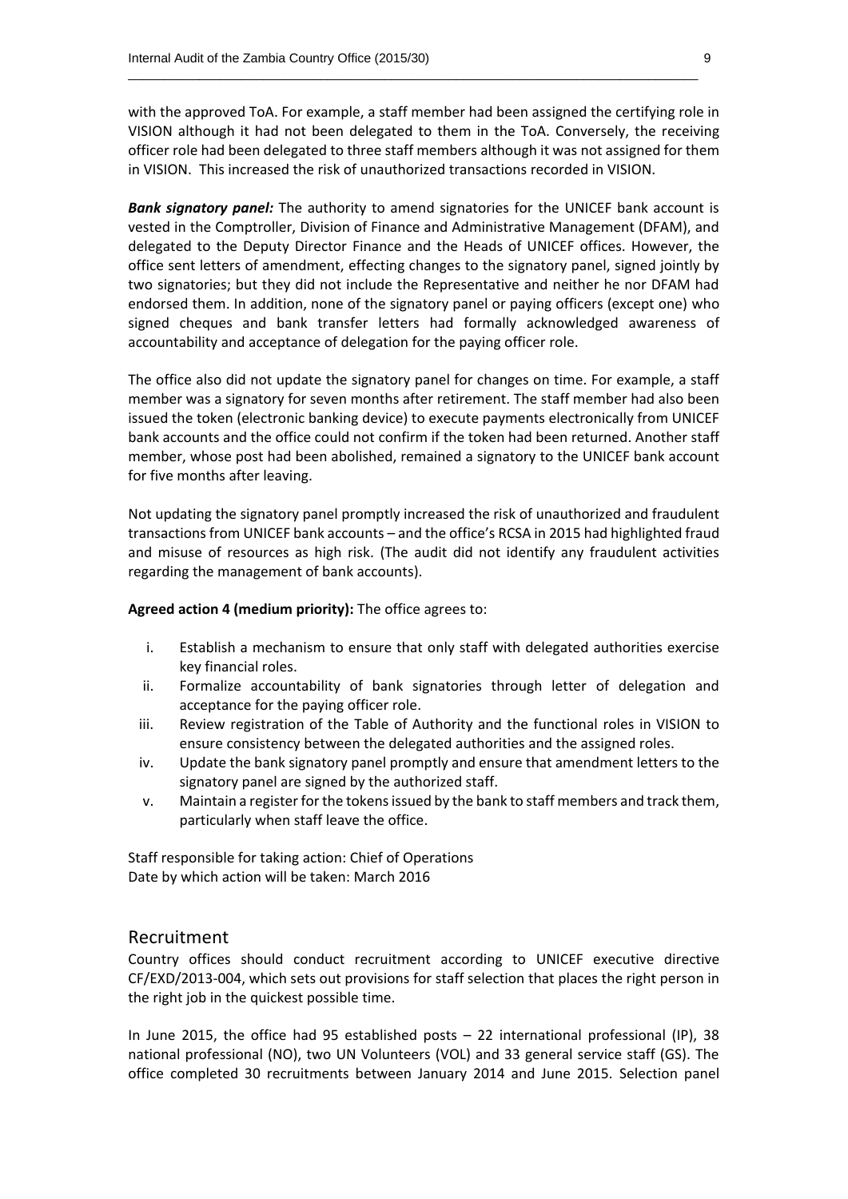with the approved ToA. For example, a staff member had been assigned the certifying role in VISION although it had not been delegated to them in the ToA. Conversely, the receiving officer role had been delegated to three staff members although it was not assigned for them in VISION. This increased the risk of unauthorized transactions recorded in VISION.

***Bank signatory panel:*** The authority to amend signatories for the UNICEF bank account is vested in the Comptroller, Division of Finance and Administrative Management (DFAM), and delegated to the Deputy Director Finance and the Heads of UNICEF offices. However, the office sent letters of amendment, effecting changes to the signatory panel, signed jointly by two signatories; but they did not include the Representative and neither he nor DFAM had endorsed them. In addition, none of the signatory panel or paying officers (except one) who signed cheques and bank transfer letters had formally acknowledged awareness of accountability and acceptance of delegation for the paying officer role.

The office also did not update the signatory panel for changes on time. For example, a staff member was a signatory for seven months after retirement. The staff member had also been issued the token (electronic banking device) to execute payments electronically from UNICEF bank accounts and the office could not confirm if the token had been returned. Another staff member, whose post had been abolished, remained a signatory to the UNICEF bank account for five months after leaving.

Not updating the signatory panel promptly increased the risk of unauthorized and fraudulent transactions from UNICEF bank accounts – and the office's RCSA in 2015 had highlighted fraud and misuse of resources as high risk. (The audit did not identify any fraudulent activities regarding the management of bank accounts).

**Agreed action 4 (medium priority):** The office agrees to:

i. Establish a mechanism to ensure that only staff with delegated authorities exercise key financial roles.
ii. Formalize accountability of bank signatories through letter of delegation and acceptance for the paying officer role.
iii. Review registration of the Table of Authority and the functional roles in VISION to ensure consistency between the delegated authorities and the assigned roles.
iv. Update the bank signatory panel promptly and ensure that amendment letters to the signatory panel are signed by the authorized staff.
v. Maintain a register for the tokens issued by the bank to staff members and track them, particularly when staff leave the office.

Staff responsible for taking action: Chief of Operations
Date by which action will be taken: March 2016

## Recruitment

Country offices should conduct recruitment according to UNICEF executive directive CF/EXD/2013-004, which sets out provisions for staff selection that places the right person in the right job in the quickest possible time.

In June 2015, the office had 95 established posts – 22 international professional (IP), 38 national professional (NO), two UN Volunteers (VOL) and 33 general service staff (GS). The office completed 30 recruitments between January 2014 and June 2015. Selection panel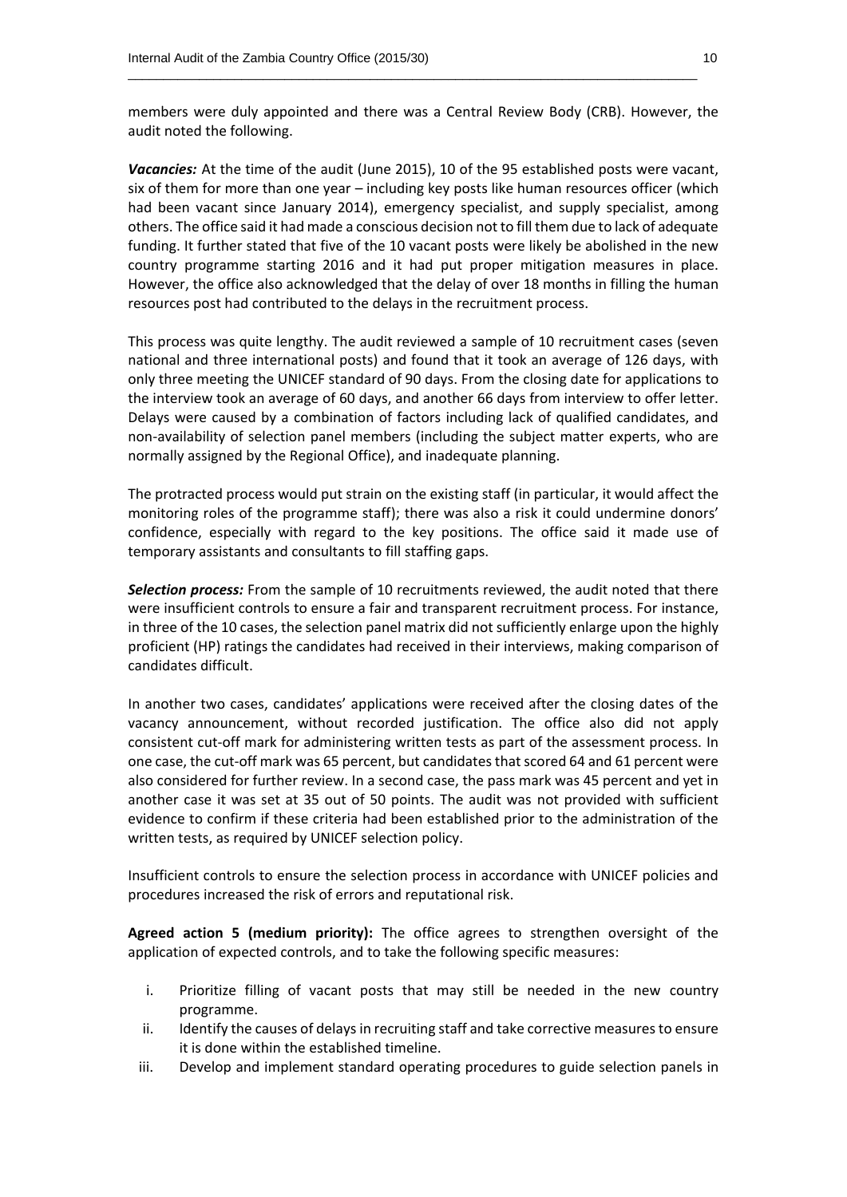members were duly appointed and there was a Central Review Body (CRB). However, the audit noted the following.

***Vacancies:*** At the time of the audit (June 2015), 10 of the 95 established posts were vacant, six of them for more than one year – including key posts like human resources officer (which had been vacant since January 2014), emergency specialist, and supply specialist, among others. The office said it had made a conscious decision not to fill them due to lack of adequate funding. It further stated that five of the 10 vacant posts were likely be abolished in the new country programme starting 2016 and it had put proper mitigation measures in place. However, the office also acknowledged that the delay of over 18 months in filling the human resources post had contributed to the delays in the recruitment process.

This process was quite lengthy. The audit reviewed a sample of 10 recruitment cases (seven national and three international posts) and found that it took an average of 126 days, with only three meeting the UNICEF standard of 90 days. From the closing date for applications to the interview took an average of 60 days, and another 66 days from interview to offer letter. Delays were caused by a combination of factors including lack of qualified candidates, and non-availability of selection panel members (including the subject matter experts, who are normally assigned by the Regional Office), and inadequate planning.

The protracted process would put strain on the existing staff (in particular, it would affect the monitoring roles of the programme staff); there was also a risk it could undermine donors' confidence, especially with regard to the key positions. The office said it made use of temporary assistants and consultants to fill staffing gaps.

***Selection process:*** From the sample of 10 recruitments reviewed, the audit noted that there were insufficient controls to ensure a fair and transparent recruitment process. For instance, in three of the 10 cases, the selection panel matrix did not sufficiently enlarge upon the highly proficient (HP) ratings the candidates had received in their interviews, making comparison of candidates difficult.

In another two cases, candidates' applications were received after the closing dates of the vacancy announcement, without recorded justification. The office also did not apply consistent cut-off mark for administering written tests as part of the assessment process. In one case, the cut-off mark was 65 percent, but candidates that scored 64 and 61 percent were also considered for further review. In a second case, the pass mark was 45 percent and yet in another case it was set at 35 out of 50 points. The audit was not provided with sufficient evidence to confirm if these criteria had been established prior to the administration of the written tests, as required by UNICEF selection policy.

Insufficient controls to ensure the selection process in accordance with UNICEF policies and procedures increased the risk of errors and reputational risk.

**Agreed action 5 (medium priority):** The office agrees to strengthen oversight of the application of expected controls, and to take the following specific measures:

i. Prioritize filling of vacant posts that may still be needed in the new country programme.
ii. Identify the causes of delays in recruiting staff and take corrective measures to ensure it is done within the established timeline.
iii. Develop and implement standard operating procedures to guide selection panels in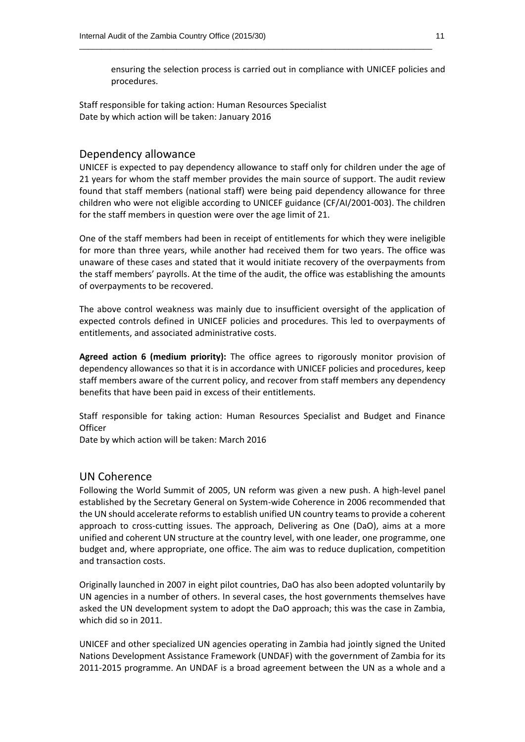ensuring the selection process is carried out in compliance with UNICEF policies and procedures.

Staff responsible for taking action: Human Resources Specialist
Date by which action will be taken: January 2016

## Dependency allowance

UNICEF is expected to pay dependency allowance to staff only for children under the age of 21 years for whom the staff member provides the main source of support. The audit review found that staff members (national staff) were being paid dependency allowance for three children who were not eligible according to UNICEF guidance (CF/AI/2001-003). The children for the staff members in question were over the age limit of 21.

One of the staff members had been in receipt of entitlements for which they were ineligible for more than three years, while another had received them for two years. The office was unaware of these cases and stated that it would initiate recovery of the overpayments from the staff members' payrolls. At the time of the audit, the office was establishing the amounts of overpayments to be recovered.

The above control weakness was mainly due to insufficient oversight of the application of expected controls defined in UNICEF policies and procedures. This led to overpayments of entitlements, and associated administrative costs.

**Agreed action 6 (medium priority):** The office agrees to rigorously monitor provision of dependency allowances so that it is in accordance with UNICEF policies and procedures, keep staff members aware of the current policy, and recover from staff members any dependency benefits that have been paid in excess of their entitlements.

Staff responsible for taking action: Human Resources Specialist and Budget and Finance Officer
Date by which action will be taken: March 2016

## UN Coherence

Following the World Summit of 2005, UN reform was given a new push. A high-level panel established by the Secretary General on System-wide Coherence in 2006 recommended that the UN should accelerate reforms to establish unified UN country teams to provide a coherent approach to cross-cutting issues. The approach, Delivering as One (DaO), aims at a more unified and coherent UN structure at the country level, with one leader, one programme, one budget and, where appropriate, one office. The aim was to reduce duplication, competition and transaction costs.

Originally launched in 2007 in eight pilot countries, DaO has also been adopted voluntarily by UN agencies in a number of others. In several cases, the host governments themselves have asked the UN development system to adopt the DaO approach; this was the case in Zambia, which did so in 2011.

UNICEF and other specialized UN agencies operating in Zambia had jointly signed the United Nations Development Assistance Framework (UNDAF) with the government of Zambia for its 2011-2015 programme. An UNDAF is a broad agreement between the UN as a whole and a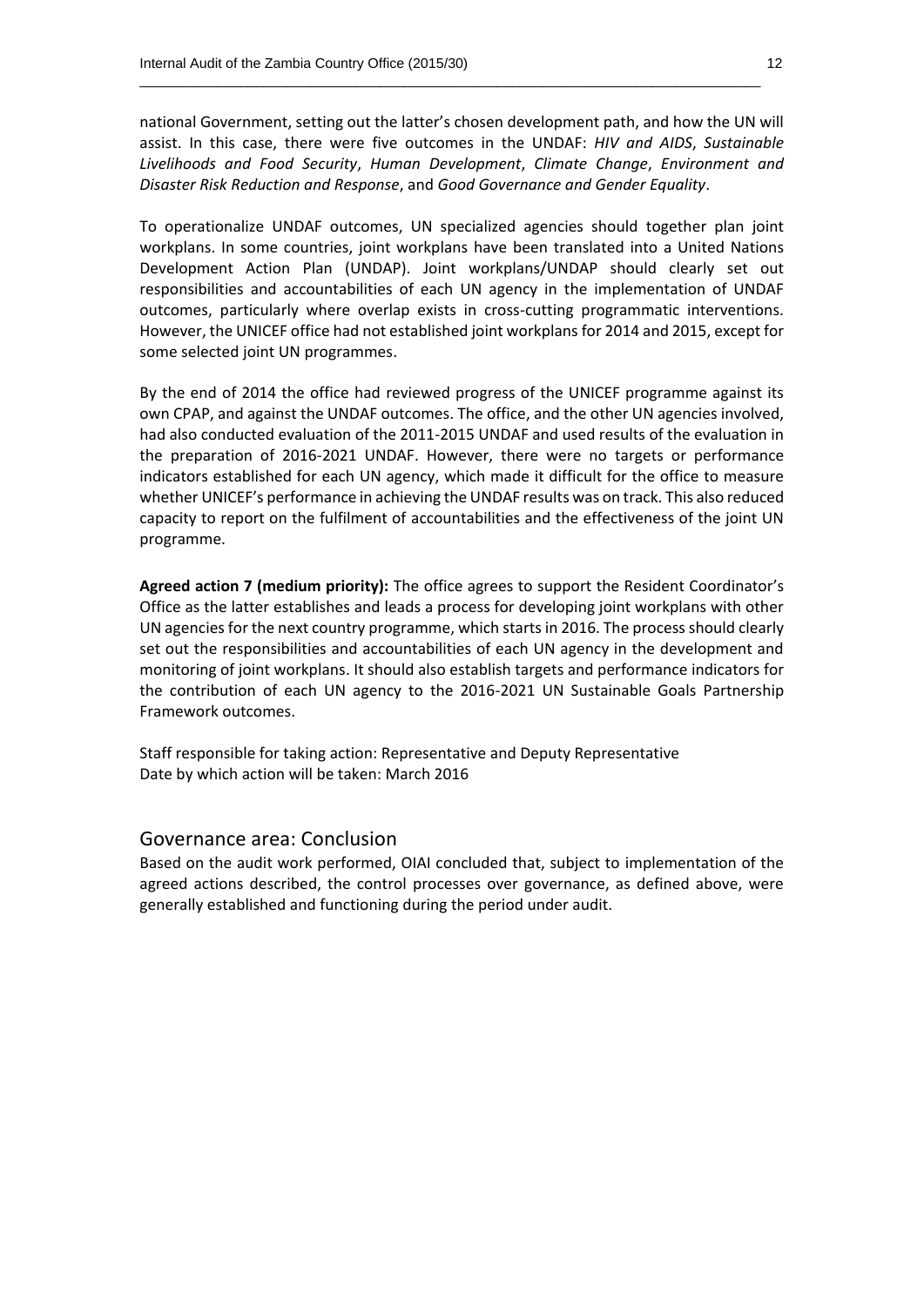national Government, setting out the latter's chosen development path, and how the UN will assist. In this case, there were five outcomes in the UNDAF: *HIV and AIDS*, *Sustainable Livelihoods and Food Security*, *Human Development*, *Climate Change*, *Environment and Disaster Risk Reduction and Response*, and *Good Governance and Gender Equality*.

To operationalize UNDAF outcomes, UN specialized agencies should together plan joint workplans. In some countries, joint workplans have been translated into a United Nations Development Action Plan (UNDAP). Joint workplans/UNDAP should clearly set out responsibilities and accountabilities of each UN agency in the implementation of UNDAF outcomes, particularly where overlap exists in cross-cutting programmatic interventions. However, the UNICEF office had not established joint workplans for 2014 and 2015, except for some selected joint UN programmes.

By the end of 2014 the office had reviewed progress of the UNICEF programme against its own CPAP, and against the UNDAF outcomes. The office, and the other UN agencies involved, had also conducted evaluation of the 2011-2015 UNDAF and used results of the evaluation in the preparation of 2016-2021 UNDAF. However, there were no targets or performance indicators established for each UN agency, which made it difficult for the office to measure whether UNICEF's performance in achieving the UNDAF results was on track. This also reduced capacity to report on the fulfilment of accountabilities and the effectiveness of the joint UN programme.

**Agreed action 7 (medium priority):** The office agrees to support the Resident Coordinator's Office as the latter establishes and leads a process for developing joint workplans with other UN agencies for the next country programme, which starts in 2016. The process should clearly set out the responsibilities and accountabilities of each UN agency in the development and monitoring of joint workplans. It should also establish targets and performance indicators for the contribution of each UN agency to the 2016-2021 UN Sustainable Goals Partnership Framework outcomes.

Staff responsible for taking action: Representative and Deputy Representative
Date by which action will be taken: March 2016

## Governance area: Conclusion

Based on the audit work performed, OIAI concluded that, subject to implementation of the agreed actions described, the control processes over governance, as defined above, were generally established and functioning during the period under audit.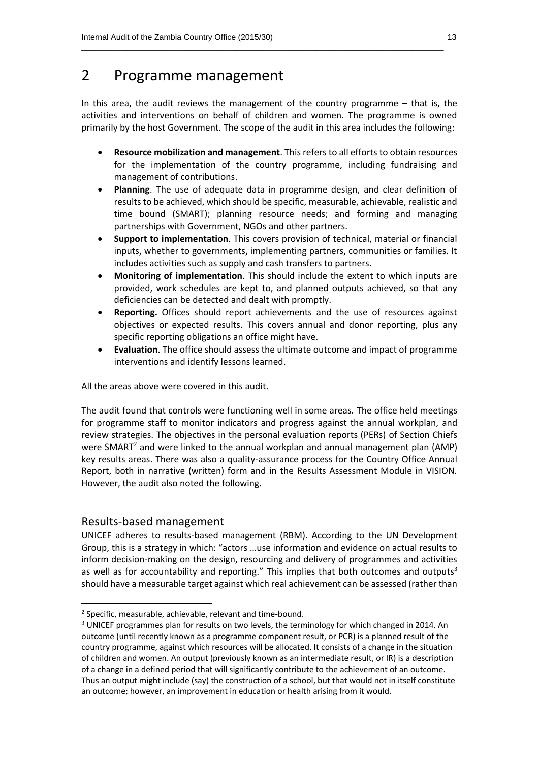# 2 Programme management

In this area, the audit reviews the management of the country programme – that is, the activities and interventions on behalf of children and women. The programme is owned primarily by the host Government. The scope of the audit in this area includes the following:

- **Resource mobilization and management**. This refers to all efforts to obtain resources for the implementation of the country programme, including fundraising and management of contributions.
- **Planning**. The use of adequate data in programme design, and clear definition of results to be achieved, which should be specific, measurable, achievable, realistic and time bound (SMART); planning resource needs; and forming and managing partnerships with Government, NGOs and other partners.
- **Support to implementation**. This covers provision of technical, material or financial inputs, whether to governments, implementing partners, communities or families. It includes activities such as supply and cash transfers to partners.
- **Monitoring of implementation**. This should include the extent to which inputs are provided, work schedules are kept to, and planned outputs achieved, so that any deficiencies can be detected and dealt with promptly.
- **Reporting.** Offices should report achievements and the use of resources against objectives or expected results. This covers annual and donor reporting, plus any specific reporting obligations an office might have.
- **Evaluation**. The office should assess the ultimate outcome and impact of programme interventions and identify lessons learned.

All the areas above were covered in this audit.

The audit found that controls were functioning well in some areas. The office held meetings for programme staff to monitor indicators and progress against the annual workplan, and review strategies. The objectives in the personal evaluation reports (PERs) of Section Chiefs were SMART[2] and were linked to the annual workplan and annual management plan (AMP) key results areas. There was also a quality-assurance process for the Country Office Annual Report, both in narrative (written) form and in the Results Assessment Module in VISION. However, the audit also noted the following.

## Results-based management

UNICEF adheres to results-based management (RBM). According to the UN Development Group, this is a strategy in which: "actors …use information and evidence on actual results to inform decision-making on the design, resourcing and delivery of programmes and activities as well as for accountability and reporting." This implies that both outcomes and outputs[3] should have a measurable target against which real achievement can be assessed (rather than

---

[2] Specific, measurable, achievable, relevant and time-bound.

[3] UNICEF programmes plan for results on two levels, the terminology for which changed in 2014. An outcome (until recently known as a programme component result, or PCR) is a planned result of the country programme, against which resources will be allocated. It consists of a change in the situation of children and women. An output (previously known as an intermediate result, or IR) is a description of a change in a defined period that will significantly contribute to the achievement of an outcome. Thus an output might include (say) the construction of a school, but that would not in itself constitute an outcome; however, an improvement in education or health arising from it would.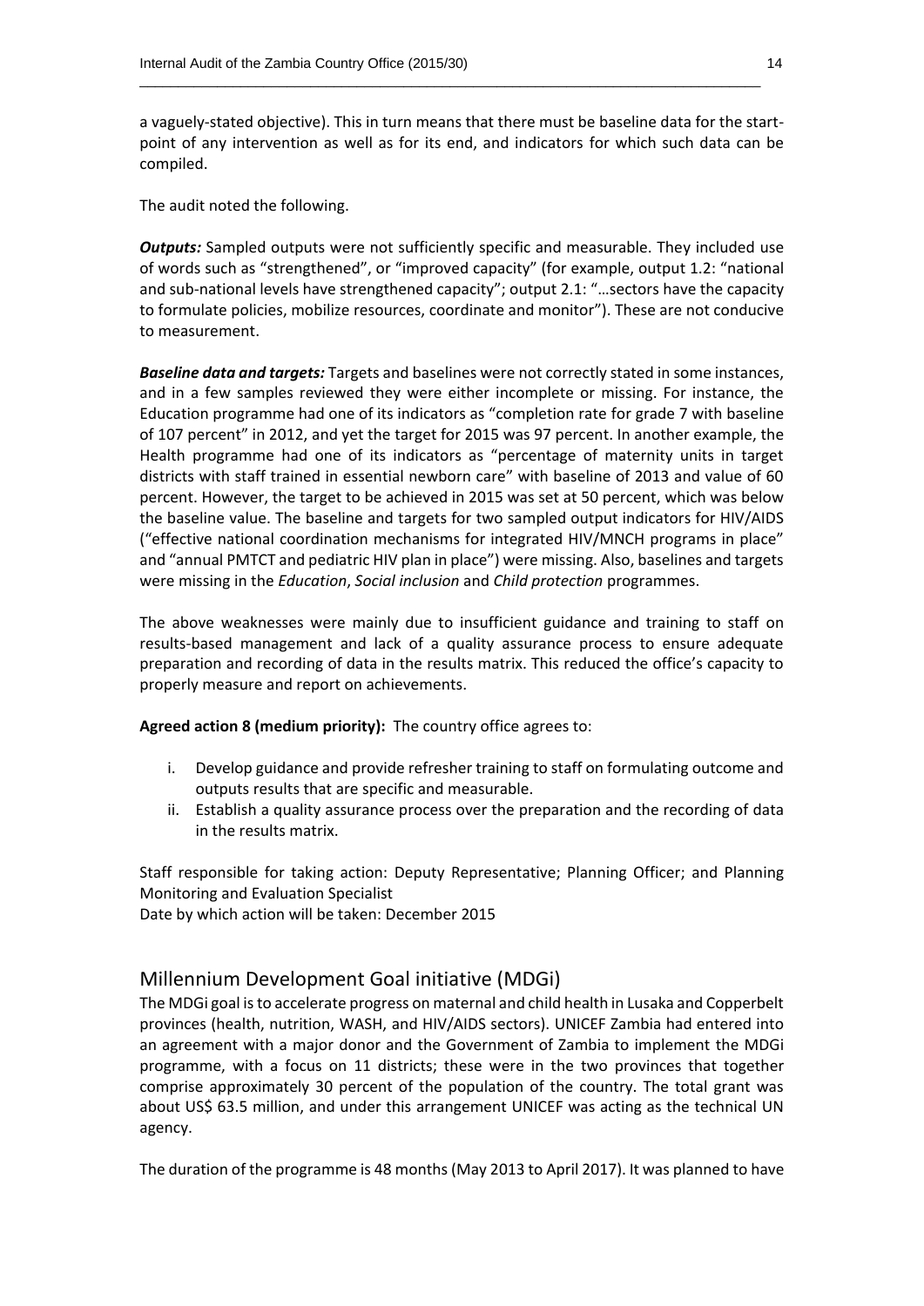a vaguely-stated objective). This in turn means that there must be baseline data for the start-point of any intervention as well as for its end, and indicators for which such data can be compiled.

The audit noted the following.

***Outputs:*** Sampled outputs were not sufficiently specific and measurable. They included use of words such as "strengthened", or "improved capacity" (for example, output 1.2: "national and sub-national levels have strengthened capacity"; output 2.1: "…sectors have the capacity to formulate policies, mobilize resources, coordinate and monitor"). These are not conducive to measurement.

***Baseline data and targets:*** Targets and baselines were not correctly stated in some instances, and in a few samples reviewed they were either incomplete or missing. For instance, the Education programme had one of its indicators as "completion rate for grade 7 with baseline of 107 percent" in 2012, and yet the target for 2015 was 97 percent. In another example, the Health programme had one of its indicators as "percentage of maternity units in target districts with staff trained in essential newborn care" with baseline of 2013 and value of 60 percent. However, the target to be achieved in 2015 was set at 50 percent, which was below the baseline value. The baseline and targets for two sampled output indicators for HIV/AIDS ("effective national coordination mechanisms for integrated HIV/MNCH programs in place" and "annual PMTCT and pediatric HIV plan in place") were missing. Also, baselines and targets were missing in the *Education*, *Social inclusion* and *Child protection* programmes.

The above weaknesses were mainly due to insufficient guidance and training to staff on results-based management and lack of a quality assurance process to ensure adequate preparation and recording of data in the results matrix. This reduced the office's capacity to properly measure and report on achievements.

**Agreed action 8 (medium priority):** The country office agrees to:

i. Develop guidance and provide refresher training to staff on formulating outcome and outputs results that are specific and measurable.
ii. Establish a quality assurance process over the preparation and the recording of data in the results matrix.

Staff responsible for taking action: Deputy Representative; Planning Officer; and Planning Monitoring and Evaluation Specialist
Date by which action will be taken: December 2015

## Millennium Development Goal initiative (MDGi)

The MDGi goal is to accelerate progress on maternal and child health in Lusaka and Copperbelt provinces (health, nutrition, WASH, and HIV/AIDS sectors). UNICEF Zambia had entered into an agreement with a major donor and the Government of Zambia to implement the MDGi programme, with a focus on 11 districts; these were in the two provinces that together comprise approximately 30 percent of the population of the country. The total grant was about US$ 63.5 million, and under this arrangement UNICEF was acting as the technical UN agency.

The duration of the programme is 48 months (May 2013 to April 2017). It was planned to have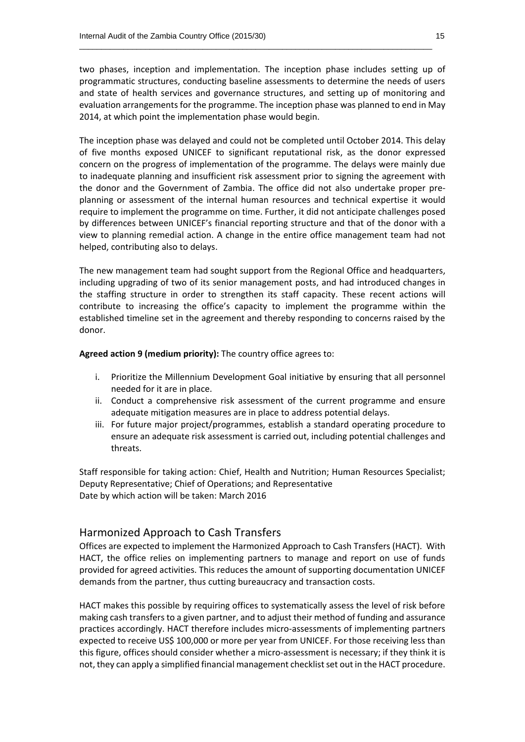two phases, inception and implementation. The inception phase includes setting up of programmatic structures, conducting baseline assessments to determine the needs of users and state of health services and governance structures, and setting up of monitoring and evaluation arrangements for the programme. The inception phase was planned to end in May 2014, at which point the implementation phase would begin.

The inception phase was delayed and could not be completed until October 2014. This delay of five months exposed UNICEF to significant reputational risk, as the donor expressed concern on the progress of implementation of the programme. The delays were mainly due to inadequate planning and insufficient risk assessment prior to signing the agreement with the donor and the Government of Zambia. The office did not also undertake proper pre-planning or assessment of the internal human resources and technical expertise it would require to implement the programme on time. Further, it did not anticipate challenges posed by differences between UNICEF's financial reporting structure and that of the donor with a view to planning remedial action. A change in the entire office management team had not helped, contributing also to delays.

The new management team had sought support from the Regional Office and headquarters, including upgrading of two of its senior management posts, and had introduced changes in the staffing structure in order to strengthen its staff capacity. These recent actions will contribute to increasing the office's capacity to implement the programme within the established timeline set in the agreement and thereby responding to concerns raised by the donor.

**Agreed action 9 (medium priority):** The country office agrees to:

i. Prioritize the Millennium Development Goal initiative by ensuring that all personnel needed for it are in place.
ii. Conduct a comprehensive risk assessment of the current programme and ensure adequate mitigation measures are in place to address potential delays.
iii. For future major project/programmes, establish a standard operating procedure to ensure an adequate risk assessment is carried out, including potential challenges and threats.

Staff responsible for taking action: Chief, Health and Nutrition; Human Resources Specialist; Deputy Representative; Chief of Operations; and Representative
Date by which action will be taken: March 2016

## Harmonized Approach to Cash Transfers

Offices are expected to implement the Harmonized Approach to Cash Transfers (HACT). With HACT, the office relies on implementing partners to manage and report on use of funds provided for agreed activities. This reduces the amount of supporting documentation UNICEF demands from the partner, thus cutting bureaucracy and transaction costs.

HACT makes this possible by requiring offices to systematically assess the level of risk before making cash transfers to a given partner, and to adjust their method of funding and assurance practices accordingly. HACT therefore includes micro-assessments of implementing partners expected to receive US$ 100,000 or more per year from UNICEF. For those receiving less than this figure, offices should consider whether a micro-assessment is necessary; if they think it is not, they can apply a simplified financial management checklist set out in the HACT procedure.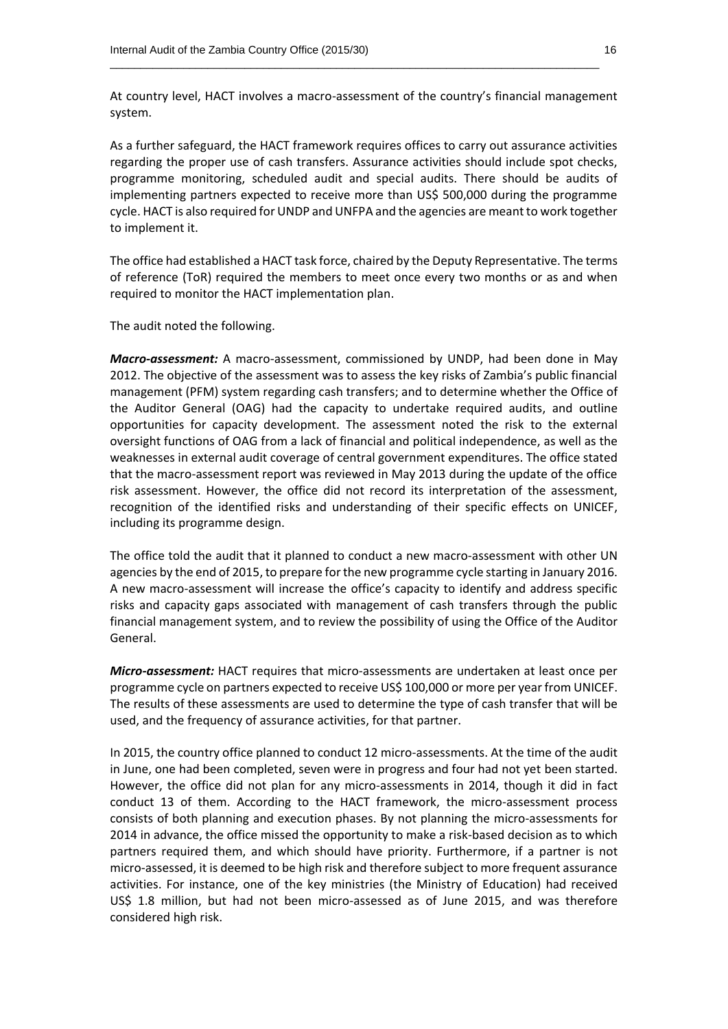At country level, HACT involves a macro-assessment of the country's financial management system.

As a further safeguard, the HACT framework requires offices to carry out assurance activities regarding the proper use of cash transfers. Assurance activities should include spot checks, programme monitoring, scheduled audit and special audits. There should be audits of implementing partners expected to receive more than US$ 500,000 during the programme cycle. HACT is also required for UNDP and UNFPA and the agencies are meant to work together to implement it.

The office had established a HACT task force, chaired by the Deputy Representative. The terms of reference (ToR) required the members to meet once every two months or as and when required to monitor the HACT implementation plan.

The audit noted the following.

***Macro-assessment:*** A macro-assessment, commissioned by UNDP, had been done in May 2012. The objective of the assessment was to assess the key risks of Zambia's public financial management (PFM) system regarding cash transfers; and to determine whether the Office of the Auditor General (OAG) had the capacity to undertake required audits, and outline opportunities for capacity development. The assessment noted the risk to the external oversight functions of OAG from a lack of financial and political independence, as well as the weaknesses in external audit coverage of central government expenditures. The office stated that the macro-assessment report was reviewed in May 2013 during the update of the office risk assessment. However, the office did not record its interpretation of the assessment, recognition of the identified risks and understanding of their specific effects on UNICEF, including its programme design.

The office told the audit that it planned to conduct a new macro-assessment with other UN agencies by the end of 2015, to prepare for the new programme cycle starting in January 2016. A new macro-assessment will increase the office's capacity to identify and address specific risks and capacity gaps associated with management of cash transfers through the public financial management system, and to review the possibility of using the Office of the Auditor General.

***Micro-assessment:*** HACT requires that micro-assessments are undertaken at least once per programme cycle on partners expected to receive US$ 100,000 or more per year from UNICEF. The results of these assessments are used to determine the type of cash transfer that will be used, and the frequency of assurance activities, for that partner.

In 2015, the country office planned to conduct 12 micro-assessments. At the time of the audit in June, one had been completed, seven were in progress and four had not yet been started. However, the office did not plan for any micro-assessments in 2014, though it did in fact conduct 13 of them. According to the HACT framework, the micro-assessment process consists of both planning and execution phases. By not planning the micro-assessments for 2014 in advance, the office missed the opportunity to make a risk-based decision as to which partners required them, and which should have priority. Furthermore, if a partner is not micro-assessed, it is deemed to be high risk and therefore subject to more frequent assurance activities. For instance, one of the key ministries (the Ministry of Education) had received US$ 1.8 million, but had not been micro-assessed as of June 2015, and was therefore considered high risk.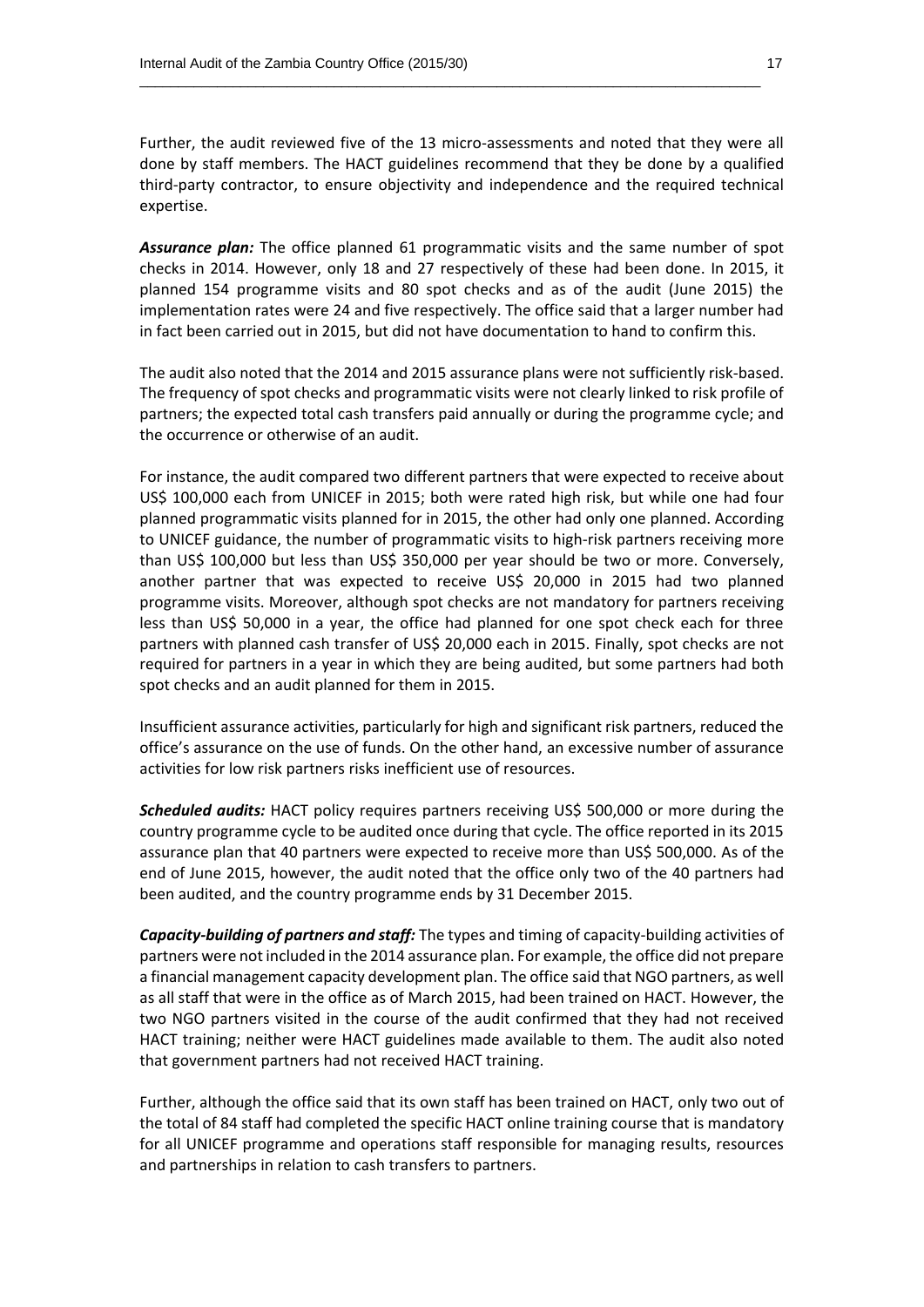Further, the audit reviewed five of the 13 micro-assessments and noted that they were all done by staff members. The HACT guidelines recommend that they be done by a qualified third-party contractor, to ensure objectivity and independence and the required technical expertise.

***Assurance plan:*** The office planned 61 programmatic visits and the same number of spot checks in 2014. However, only 18 and 27 respectively of these had been done. In 2015, it planned 154 programme visits and 80 spot checks and as of the audit (June 2015) the implementation rates were 24 and five respectively. The office said that a larger number had in fact been carried out in 2015, but did not have documentation to hand to confirm this.

The audit also noted that the 2014 and 2015 assurance plans were not sufficiently risk-based. The frequency of spot checks and programmatic visits were not clearly linked to risk profile of partners; the expected total cash transfers paid annually or during the programme cycle; and the occurrence or otherwise of an audit.

For instance, the audit compared two different partners that were expected to receive about US$ 100,000 each from UNICEF in 2015; both were rated high risk, but while one had four planned programmatic visits planned for in 2015, the other had only one planned. According to UNICEF guidance, the number of programmatic visits to high-risk partners receiving more than US$ 100,000 but less than US$ 350,000 per year should be two or more. Conversely, another partner that was expected to receive US$ 20,000 in 2015 had two planned programme visits. Moreover, although spot checks are not mandatory for partners receiving less than US$ 50,000 in a year, the office had planned for one spot check each for three partners with planned cash transfer of US$ 20,000 each in 2015. Finally, spot checks are not required for partners in a year in which they are being audited, but some partners had both spot checks and an audit planned for them in 2015.

Insufficient assurance activities, particularly for high and significant risk partners, reduced the office's assurance on the use of funds. On the other hand, an excessive number of assurance activities for low risk partners risks inefficient use of resources.

***Scheduled audits:*** HACT policy requires partners receiving US$ 500,000 or more during the country programme cycle to be audited once during that cycle. The office reported in its 2015 assurance plan that 40 partners were expected to receive more than US$ 500,000. As of the end of June 2015, however, the audit noted that the office only two of the 40 partners had been audited, and the country programme ends by 31 December 2015.

***Capacity-building of partners and staff:*** The types and timing of capacity-building activities of partners were not included in the 2014 assurance plan. For example, the office did not prepare a financial management capacity development plan. The office said that NGO partners, as well as all staff that were in the office as of March 2015, had been trained on HACT. However, the two NGO partners visited in the course of the audit confirmed that they had not received HACT training; neither were HACT guidelines made available to them. The audit also noted that government partners had not received HACT training.

Further, although the office said that its own staff has been trained on HACT, only two out of the total of 84 staff had completed the specific HACT online training course that is mandatory for all UNICEF programme and operations staff responsible for managing results, resources and partnerships in relation to cash transfers to partners.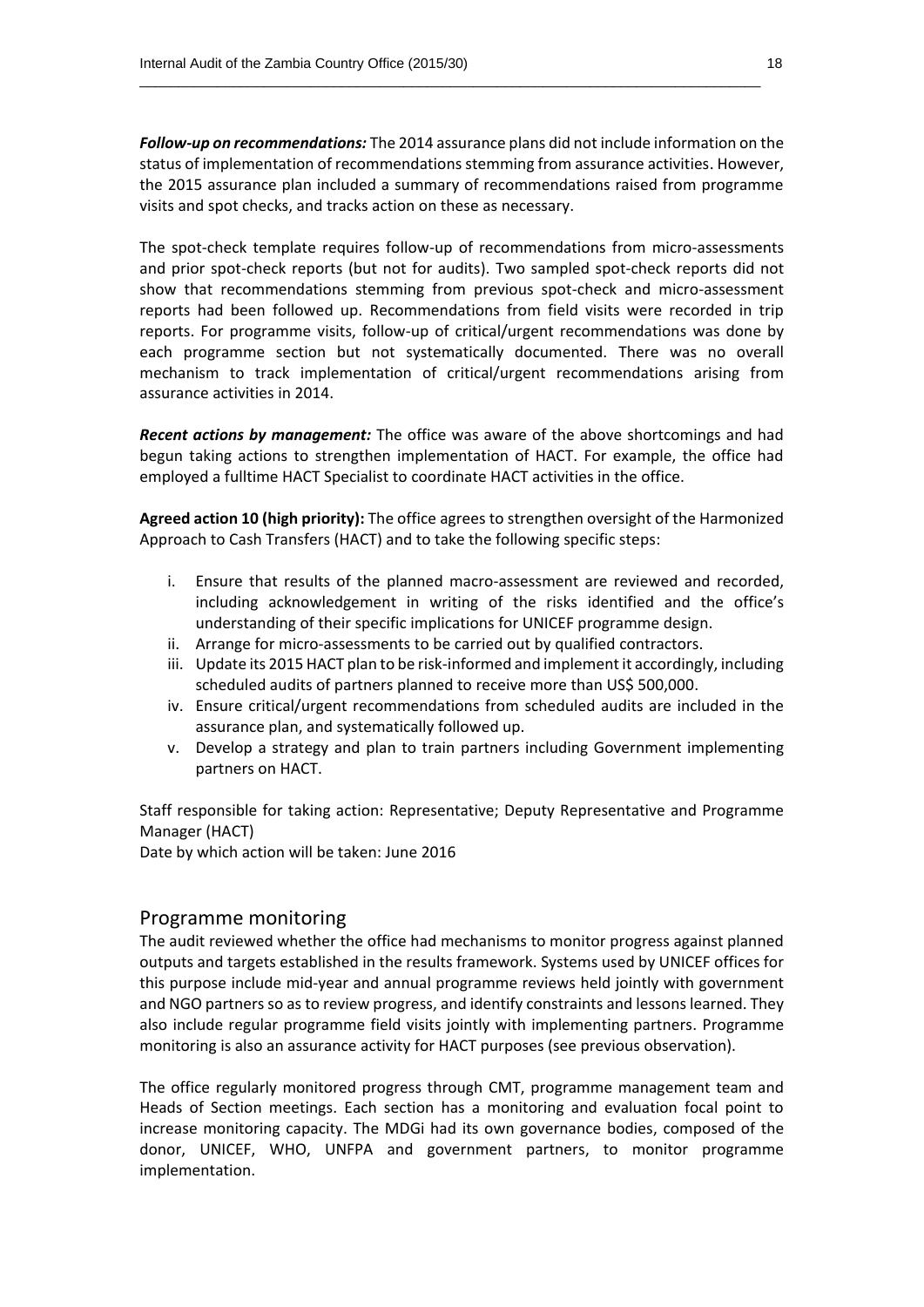***Follow-up on recommendations:*** The 2014 assurance plans did not include information on the status of implementation of recommendations stemming from assurance activities. However, the 2015 assurance plan included a summary of recommendations raised from programme visits and spot checks, and tracks action on these as necessary.

The spot-check template requires follow-up of recommendations from micro-assessments and prior spot-check reports (but not for audits). Two sampled spot-check reports did not show that recommendations stemming from previous spot-check and micro-assessment reports had been followed up. Recommendations from field visits were recorded in trip reports. For programme visits, follow-up of critical/urgent recommendations was done by each programme section but not systematically documented. There was no overall mechanism to track implementation of critical/urgent recommendations arising from assurance activities in 2014.

***Recent actions by management:*** The office was aware of the above shortcomings and had begun taking actions to strengthen implementation of HACT. For example, the office had employed a fulltime HACT Specialist to coordinate HACT activities in the office.

**Agreed action 10 (high priority):** The office agrees to strengthen oversight of the Harmonized Approach to Cash Transfers (HACT) and to take the following specific steps:

i. Ensure that results of the planned macro-assessment are reviewed and recorded, including acknowledgement in writing of the risks identified and the office's understanding of their specific implications for UNICEF programme design.
ii. Arrange for micro-assessments to be carried out by qualified contractors.
iii. Update its 2015 HACT plan to be risk-informed and implement it accordingly, including scheduled audits of partners planned to receive more than US$ 500,000.
iv. Ensure critical/urgent recommendations from scheduled audits are included in the assurance plan, and systematically followed up.
v. Develop a strategy and plan to train partners including Government implementing partners on HACT.

Staff responsible for taking action: Representative; Deputy Representative and Programme Manager (HACT)
Date by which action will be taken: June 2016

## Programme monitoring

The audit reviewed whether the office had mechanisms to monitor progress against planned outputs and targets established in the results framework. Systems used by UNICEF offices for this purpose include mid-year and annual programme reviews held jointly with government and NGO partners so as to review progress, and identify constraints and lessons learned. They also include regular programme field visits jointly with implementing partners. Programme monitoring is also an assurance activity for HACT purposes (see previous observation).

The office regularly monitored progress through CMT, programme management team and Heads of Section meetings. Each section has a monitoring and evaluation focal point to increase monitoring capacity. The MDGi had its own governance bodies, composed of the donor, UNICEF, WHO, UNFPA and government partners, to monitor programme implementation.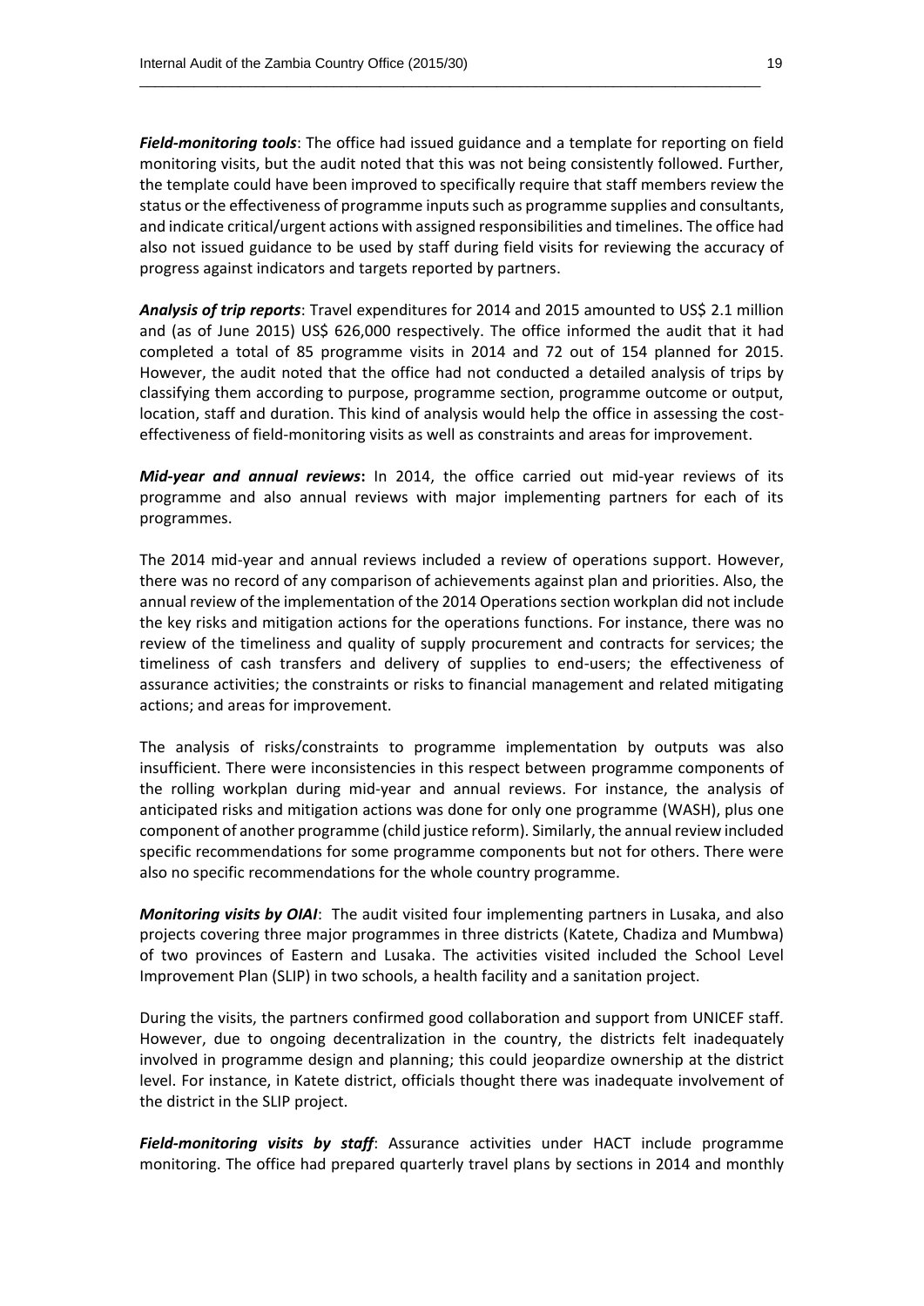***Field-monitoring tools***: The office had issued guidance and a template for reporting on field monitoring visits, but the audit noted that this was not being consistently followed. Further, the template could have been improved to specifically require that staff members review the status or the effectiveness of programme inputs such as programme supplies and consultants, and indicate critical/urgent actions with assigned responsibilities and timelines. The office had also not issued guidance to be used by staff during field visits for reviewing the accuracy of progress against indicators and targets reported by partners.

***Analysis of trip reports***: Travel expenditures for 2014 and 2015 amounted to US$ 2.1 million and (as of June 2015) US$ 626,000 respectively. The office informed the audit that it had completed a total of 85 programme visits in 2014 and 72 out of 154 planned for 2015. However, the audit noted that the office had not conducted a detailed analysis of trips by classifying them according to purpose, programme section, programme outcome or output, location, staff and duration. This kind of analysis would help the office in assessing the cost-effectiveness of field-monitoring visits as well as constraints and areas for improvement.

***Mid-year and annual reviews***: In 2014, the office carried out mid-year reviews of its programme and also annual reviews with major implementing partners for each of its programmes.

The 2014 mid-year and annual reviews included a review of operations support. However, there was no record of any comparison of achievements against plan and priorities. Also, the annual review of the implementation of the 2014 Operations section workplan did not include the key risks and mitigation actions for the operations functions. For instance, there was no review of the timeliness and quality of supply procurement and contracts for services; the timeliness of cash transfers and delivery of supplies to end-users; the effectiveness of assurance activities; the constraints or risks to financial management and related mitigating actions; and areas for improvement.

The analysis of risks/constraints to programme implementation by outputs was also insufficient. There were inconsistencies in this respect between programme components of the rolling workplan during mid-year and annual reviews. For instance, the analysis of anticipated risks and mitigation actions was done for only one programme (WASH), plus one component of another programme (child justice reform). Similarly, the annual review included specific recommendations for some programme components but not for others. There were also no specific recommendations for the whole country programme.

***Monitoring visits by OIAI***: The audit visited four implementing partners in Lusaka, and also projects covering three major programmes in three districts (Katete, Chadiza and Mumbwa) of two provinces of Eastern and Lusaka. The activities visited included the School Level Improvement Plan (SLIP) in two schools, a health facility and a sanitation project.

During the visits, the partners confirmed good collaboration and support from UNICEF staff. However, due to ongoing decentralization in the country, the districts felt inadequately involved in programme design and planning; this could jeopardize ownership at the district level. For instance, in Katete district, officials thought there was inadequate involvement of the district in the SLIP project.

***Field-monitoring visits by staff***: Assurance activities under HACT include programme monitoring. The office had prepared quarterly travel plans by sections in 2014 and monthly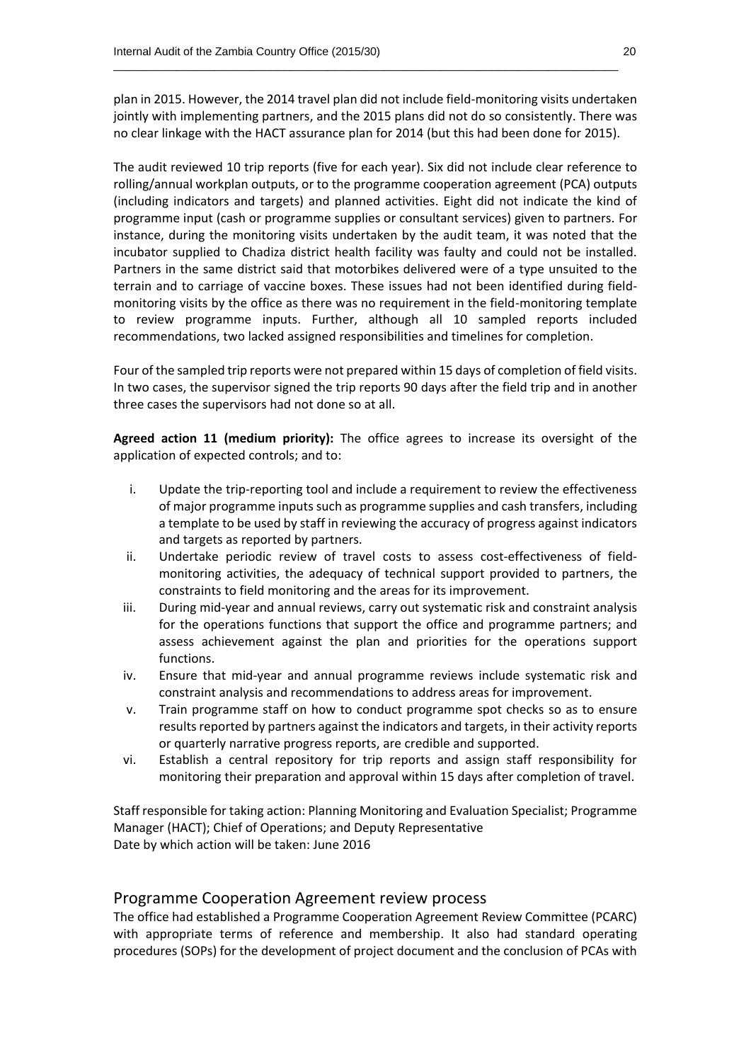plan in 2015. However, the 2014 travel plan did not include field-monitoring visits undertaken jointly with implementing partners, and the 2015 plans did not do so consistently. There was no clear linkage with the HACT assurance plan for 2014 (but this had been done for 2015).

The audit reviewed 10 trip reports (five for each year). Six did not include clear reference to rolling/annual workplan outputs, or to the programme cooperation agreement (PCA) outputs (including indicators and targets) and planned activities. Eight did not indicate the kind of programme input (cash or programme supplies or consultant services) given to partners. For instance, during the monitoring visits undertaken by the audit team, it was noted that the incubator supplied to Chadiza district health facility was faulty and could not be installed. Partners in the same district said that motorbikes delivered were of a type unsuited to the terrain and to carriage of vaccine boxes. These issues had not been identified during field-monitoring visits by the office as there was no requirement in the field-monitoring template to review programme inputs. Further, although all 10 sampled reports included recommendations, two lacked assigned responsibilities and timelines for completion.

Four of the sampled trip reports were not prepared within 15 days of completion of field visits. In two cases, the supervisor signed the trip reports 90 days after the field trip and in another three cases the supervisors had not done so at all.

**Agreed action 11 (medium priority):** The office agrees to increase its oversight of the application of expected controls; and to:

i. Update the trip-reporting tool and include a requirement to review the effectiveness of major programme inputs such as programme supplies and cash transfers, including a template to be used by staff in reviewing the accuracy of progress against indicators and targets as reported by partners.
ii. Undertake periodic review of travel costs to assess cost-effectiveness of field-monitoring activities, the adequacy of technical support provided to partners, the constraints to field monitoring and the areas for its improvement.
iii. During mid-year and annual reviews, carry out systematic risk and constraint analysis for the operations functions that support the office and programme partners; and assess achievement against the plan and priorities for the operations support functions.
iv. Ensure that mid-year and annual programme reviews include systematic risk and constraint analysis and recommendations to address areas for improvement.
v. Train programme staff on how to conduct programme spot checks so as to ensure results reported by partners against the indicators and targets, in their activity reports or quarterly narrative progress reports, are credible and supported.
vi. Establish a central repository for trip reports and assign staff responsibility for monitoring their preparation and approval within 15 days after completion of travel.

Staff responsible for taking action: Planning Monitoring and Evaluation Specialist; Programme Manager (HACT); Chief of Operations; and Deputy Representative
Date by which action will be taken: June 2016

## Programme Cooperation Agreement review process

The office had established a Programme Cooperation Agreement Review Committee (PCARC) with appropriate terms of reference and membership. It also had standard operating procedures (SOPs) for the development of project document and the conclusion of PCAs with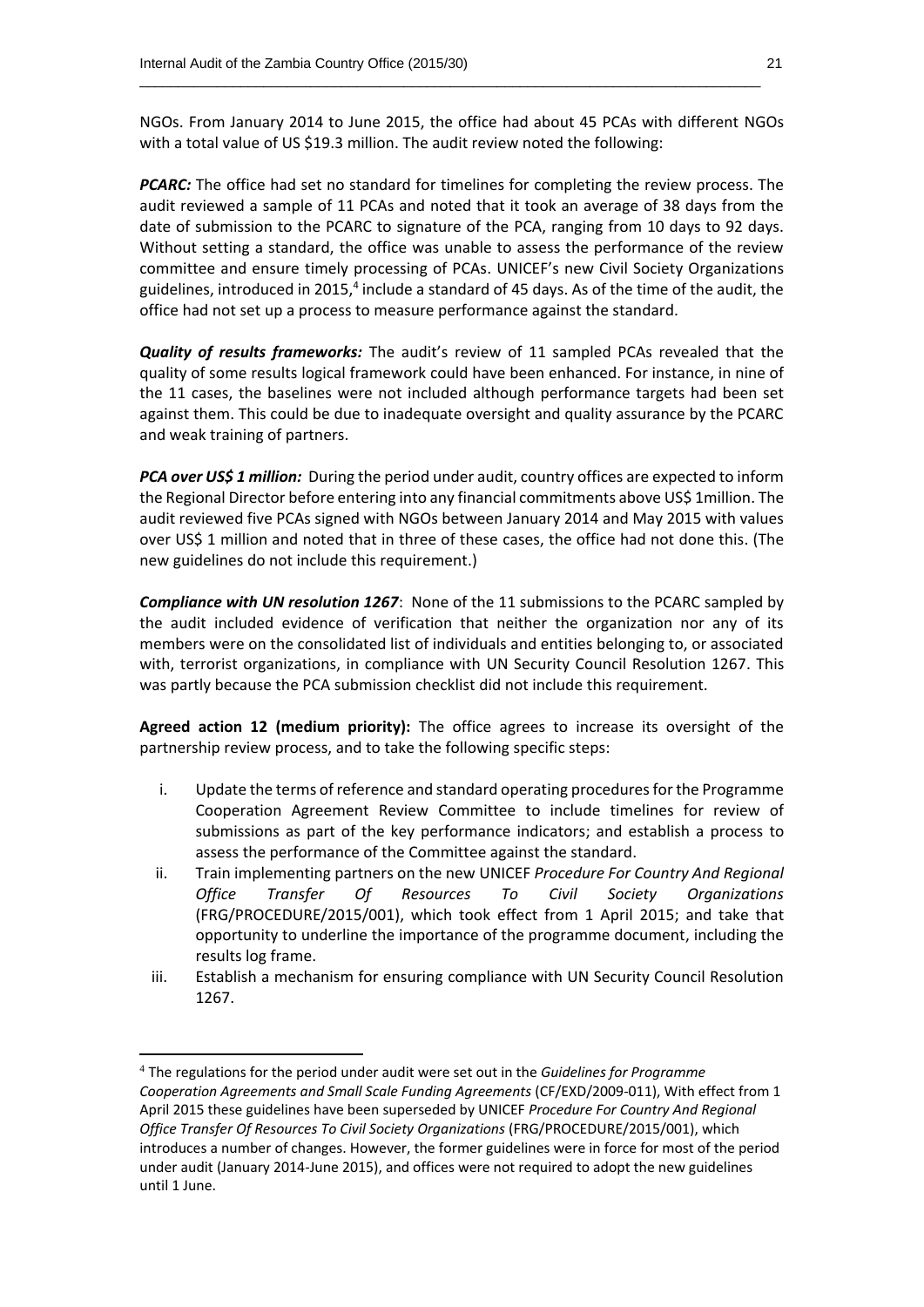NGOs. From January 2014 to June 2015, the office had about 45 PCAs with different NGOs with a total value of US $19.3 million. The audit review noted the following:

***PCARC:*** The office had set no standard for timelines for completing the review process. The audit reviewed a sample of 11 PCAs and noted that it took an average of 38 days from the date of submission to the PCARC to signature of the PCA, ranging from 10 days to 92 days. Without setting a standard, the office was unable to assess the performance of the review committee and ensure timely processing of PCAs. UNICEF's new Civil Society Organizations guidelines, introduced in 2015,[4] include a standard of 45 days. As of the time of the audit, the office had not set up a process to measure performance against the standard.

***Quality of results frameworks:*** The audit's review of 11 sampled PCAs revealed that the quality of some results logical framework could have been enhanced. For instance, in nine of the 11 cases, the baselines were not included although performance targets had been set against them. This could be due to inadequate oversight and quality assurance by the PCARC and weak training of partners.

***PCA over US$ 1 million:*** During the period under audit, country offices are expected to inform the Regional Director before entering into any financial commitments above US$ 1million. The audit reviewed five PCAs signed with NGOs between January 2014 and May 2015 with values over US$ 1 million and noted that in three of these cases, the office had not done this. (The new guidelines do not include this requirement.)

***Compliance with UN resolution 1267***: None of the 11 submissions to the PCARC sampled by the audit included evidence of verification that neither the organization nor any of its members were on the consolidated list of individuals and entities belonging to, or associated with, terrorist organizations, in compliance with UN Security Council Resolution 1267. This was partly because the PCA submission checklist did not include this requirement.

**Agreed action 12 (medium priority):** The office agrees to increase its oversight of the partnership review process, and to take the following specific steps:

i. Update the terms of reference and standard operating procedures for the Programme Cooperation Agreement Review Committee to include timelines for review of submissions as part of the key performance indicators; and establish a process to assess the performance of the Committee against the standard.
ii. Train implementing partners on the new UNICEF *Procedure For Country And Regional Office Transfer Of Resources To Civil Society Organizations* (FRG/PROCEDURE/2015/001), which took effect from 1 April 2015; and take that opportunity to underline the importance of the programme document, including the results log frame.
iii. Establish a mechanism for ensuring compliance with UN Security Council Resolution 1267.

---

[4] The regulations for the period under audit were set out in the *Guidelines for Programme Cooperation Agreements and Small Scale Funding Agreements* (CF/EXD/2009-011), With effect from 1 April 2015 these guidelines have been superseded by UNICEF *Procedure For Country And Regional Office Transfer Of Resources To Civil Society Organizations* (FRG/PROCEDURE/2015/001), which introduces a number of changes. However, the former guidelines were in force for most of the period under audit (January 2014-June 2015), and offices were not required to adopt the new guidelines until 1 June.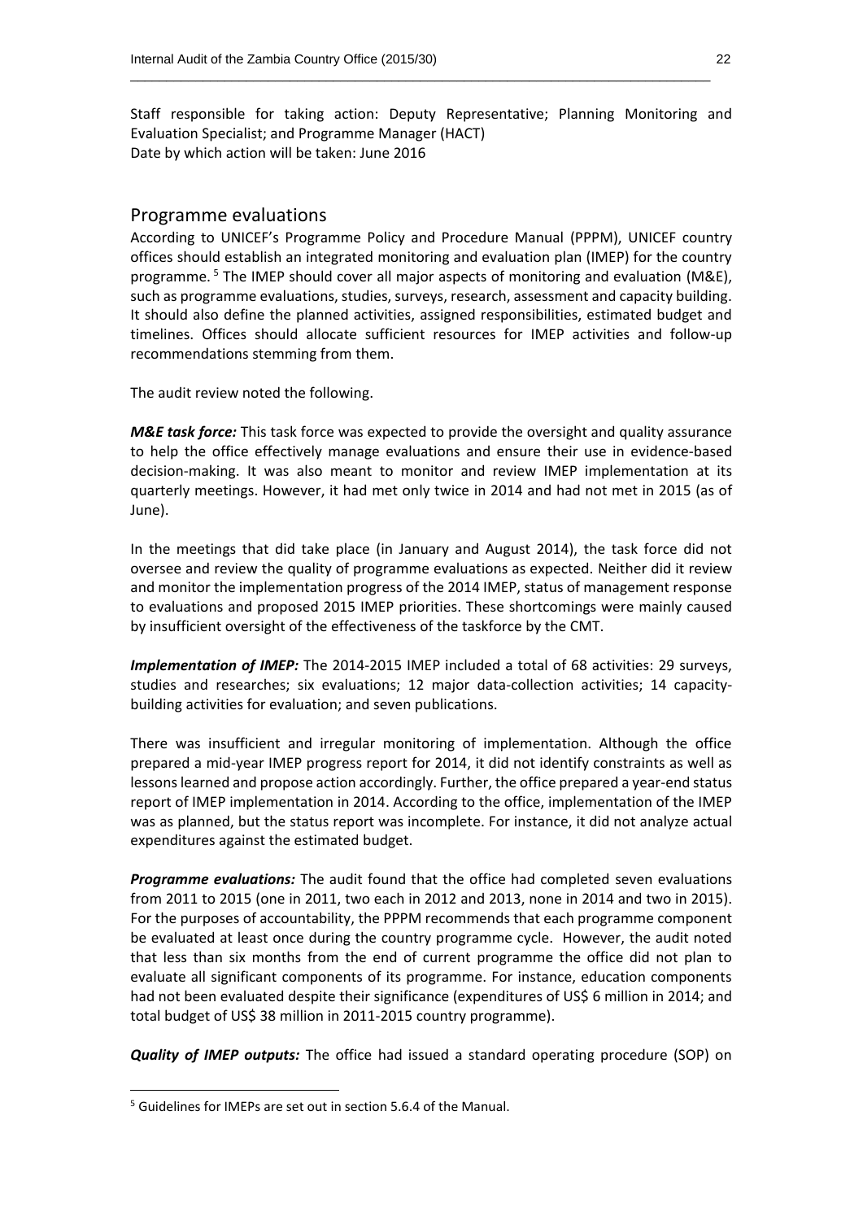Staff responsible for taking action: Deputy Representative; Planning Monitoring and Evaluation Specialist; and Programme Manager (HACT)
Date by which action will be taken: June 2016

## Programme evaluations

According to UNICEF's Programme Policy and Procedure Manual (PPPM), UNICEF country offices should establish an integrated monitoring and evaluation plan (IMEP) for the country programme. [5] The IMEP should cover all major aspects of monitoring and evaluation (M&E), such as programme evaluations, studies, surveys, research, assessment and capacity building. It should also define the planned activities, assigned responsibilities, estimated budget and timelines. Offices should allocate sufficient resources for IMEP activities and follow-up recommendations stemming from them.

The audit review noted the following.

***M&E task force:*** This task force was expected to provide the oversight and quality assurance to help the office effectively manage evaluations and ensure their use in evidence-based decision-making. It was also meant to monitor and review IMEP implementation at its quarterly meetings. However, it had met only twice in 2014 and had not met in 2015 (as of June).

In the meetings that did take place (in January and August 2014), the task force did not oversee and review the quality of programme evaluations as expected. Neither did it review and monitor the implementation progress of the 2014 IMEP, status of management response to evaluations and proposed 2015 IMEP priorities. These shortcomings were mainly caused by insufficient oversight of the effectiveness of the taskforce by the CMT.

***Implementation of IMEP:*** The 2014-2015 IMEP included a total of 68 activities: 29 surveys, studies and researches; six evaluations; 12 major data-collection activities; 14 capacity-building activities for evaluation; and seven publications.

There was insufficient and irregular monitoring of implementation. Although the office prepared a mid-year IMEP progress report for 2014, it did not identify constraints as well as lessons learned and propose action accordingly. Further, the office prepared a year-end status report of IMEP implementation in 2014. According to the office, implementation of the IMEP was as planned, but the status report was incomplete. For instance, it did not analyze actual expenditures against the estimated budget.

***Programme evaluations:*** The audit found that the office had completed seven evaluations from 2011 to 2015 (one in 2011, two each in 2012 and 2013, none in 2014 and two in 2015). For the purposes of accountability, the PPPM recommends that each programme component be evaluated at least once during the country programme cycle. However, the audit noted that less than six months from the end of current programme the office did not plan to evaluate all significant components of its programme. For instance, education components had not been evaluated despite their significance (expenditures of US$ 6 million in 2014; and total budget of US$ 38 million in 2011-2015 country programme).

***Quality of IMEP outputs:*** The office had issued a standard operating procedure (SOP) on

---

[5] Guidelines for IMEPs are set out in section 5.6.4 of the Manual.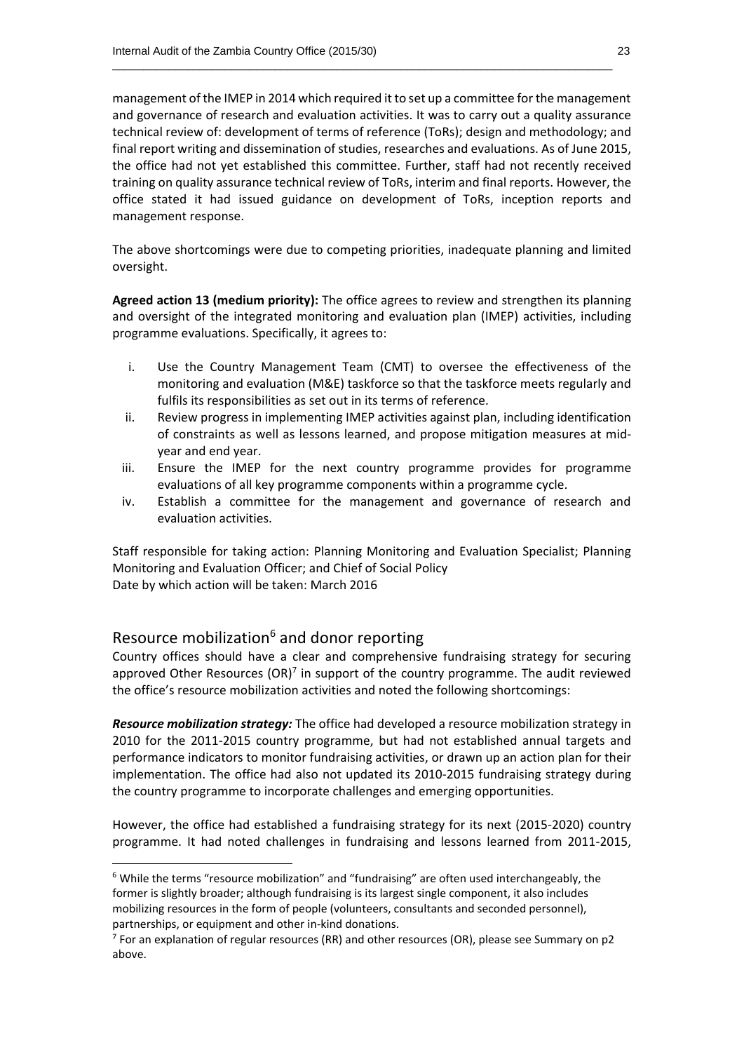management of the IMEP in 2014 which required it to set up a committee for the management and governance of research and evaluation activities. It was to carry out a quality assurance technical review of: development of terms of reference (ToRs); design and methodology; and final report writing and dissemination of studies, researches and evaluations. As of June 2015, the office had not yet established this committee. Further, staff had not recently received training on quality assurance technical review of ToRs, interim and final reports. However, the office stated it had issued guidance on development of ToRs, inception reports and management response.

The above shortcomings were due to competing priorities, inadequate planning and limited oversight.

**Agreed action 13 (medium priority):** The office agrees to review and strengthen its planning and oversight of the integrated monitoring and evaluation plan (IMEP) activities, including programme evaluations. Specifically, it agrees to:

i. Use the Country Management Team (CMT) to oversee the effectiveness of the monitoring and evaluation (M&E) taskforce so that the taskforce meets regularly and fulfils its responsibilities as set out in its terms of reference.
ii. Review progress in implementing IMEP activities against plan, including identification of constraints as well as lessons learned, and propose mitigation measures at mid-year and end year.
iii. Ensure the IMEP for the next country programme provides for programme evaluations of all key programme components within a programme cycle.
iv. Establish a committee for the management and governance of research and evaluation activities.

Staff responsible for taking action: Planning Monitoring and Evaluation Specialist; Planning Monitoring and Evaluation Officer; and Chief of Social Policy
Date by which action will be taken: March 2016

## Resource mobilization[6] and donor reporting

Country offices should have a clear and comprehensive fundraising strategy for securing approved Other Resources (OR)[7] in support of the country programme. The audit reviewed the office's resource mobilization activities and noted the following shortcomings:

***Resource mobilization strategy:*** The office had developed a resource mobilization strategy in 2010 for the 2011-2015 country programme, but had not established annual targets and performance indicators to monitor fundraising activities, or drawn up an action plan for their implementation. The office had also not updated its 2010-2015 fundraising strategy during the country programme to incorporate challenges and emerging opportunities.

However, the office had established a fundraising strategy for its next (2015-2020) country programme. It had noted challenges in fundraising and lessons learned from 2011-2015,

---

[6] While the terms "resource mobilization" and "fundraising" are often used interchangeably, the former is slightly broader; although fundraising is its largest single component, it also includes mobilizing resources in the form of people (volunteers, consultants and seconded personnel), partnerships, or equipment and other in-kind donations.

[7] For an explanation of regular resources (RR) and other resources (OR), please see Summary on p2 above.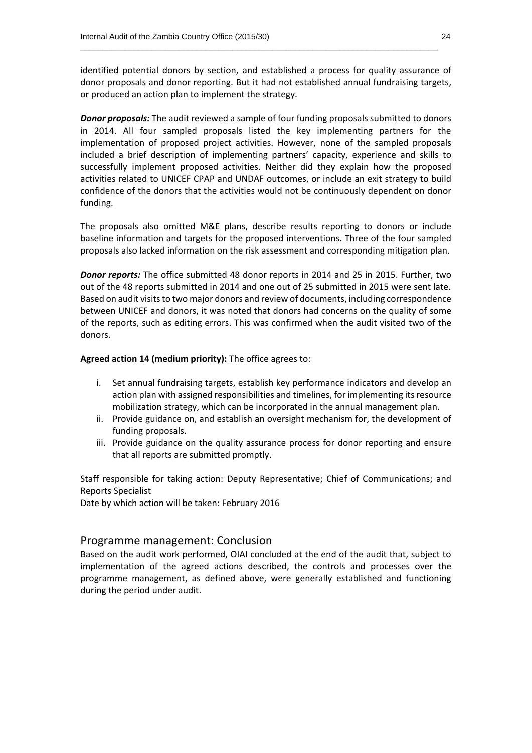identified potential donors by section, and established a process for quality assurance of donor proposals and donor reporting. But it had not established annual fundraising targets, or produced an action plan to implement the strategy.

***Donor proposals:*** The audit reviewed a sample of four funding proposals submitted to donors in 2014. All four sampled proposals listed the key implementing partners for the implementation of proposed project activities. However, none of the sampled proposals included a brief description of implementing partners' capacity, experience and skills to successfully implement proposed activities. Neither did they explain how the proposed activities related to UNICEF CPAP and UNDAF outcomes, or include an exit strategy to build confidence of the donors that the activities would not be continuously dependent on donor funding.

The proposals also omitted M&E plans, describe results reporting to donors or include baseline information and targets for the proposed interventions. Three of the four sampled proposals also lacked information on the risk assessment and corresponding mitigation plan.

***Donor reports:*** The office submitted 48 donor reports in 2014 and 25 in 2015. Further, two out of the 48 reports submitted in 2014 and one out of 25 submitted in 2015 were sent late. Based on audit visits to two major donors and review of documents, including correspondence between UNICEF and donors, it was noted that donors had concerns on the quality of some of the reports, such as editing errors. This was confirmed when the audit visited two of the donors.

**Agreed action 14 (medium priority):** The office agrees to:

i. Set annual fundraising targets, establish key performance indicators and develop an action plan with assigned responsibilities and timelines, for implementing its resource mobilization strategy, which can be incorporated in the annual management plan.
ii. Provide guidance on, and establish an oversight mechanism for, the development of funding proposals.
iii. Provide guidance on the quality assurance process for donor reporting and ensure that all reports are submitted promptly.

Staff responsible for taking action: Deputy Representative; Chief of Communications; and Reports Specialist
Date by which action will be taken: February 2016

## Programme management: Conclusion

Based on the audit work performed, OIAI concluded at the end of the audit that, subject to implementation of the agreed actions described, the controls and processes over the programme management, as defined above, were generally established and functioning during the period under audit.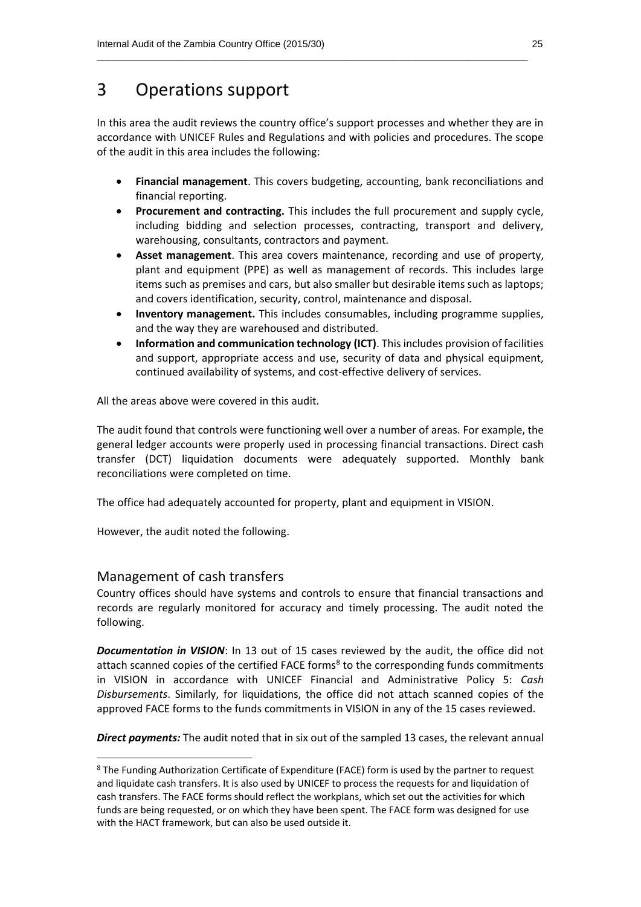# 3 Operations support

In this area the audit reviews the country office's support processes and whether they are in accordance with UNICEF Rules and Regulations and with policies and procedures. The scope of the audit in this area includes the following:

- **Financial management**. This covers budgeting, accounting, bank reconciliations and financial reporting.
- **Procurement and contracting.** This includes the full procurement and supply cycle, including bidding and selection processes, contracting, transport and delivery, warehousing, consultants, contractors and payment.
- **Asset management**. This area covers maintenance, recording and use of property, plant and equipment (PPE) as well as management of records. This includes large items such as premises and cars, but also smaller but desirable items such as laptops; and covers identification, security, control, maintenance and disposal.
- **Inventory management.** This includes consumables, including programme supplies, and the way they are warehoused and distributed.
- **Information and communication technology (ICT)**. This includes provision of facilities and support, appropriate access and use, security of data and physical equipment, continued availability of systems, and cost-effective delivery of services.

All the areas above were covered in this audit.

The audit found that controls were functioning well over a number of areas. For example, the general ledger accounts were properly used in processing financial transactions. Direct cash transfer (DCT) liquidation documents were adequately supported. Monthly bank reconciliations were completed on time.

The office had adequately accounted for property, plant and equipment in VISION.

However, the audit noted the following.

## Management of cash transfers

Country offices should have systems and controls to ensure that financial transactions and records are regularly monitored for accuracy and timely processing. The audit noted the following.

***Documentation in VISION***: In 13 out of 15 cases reviewed by the audit, the office did not attach scanned copies of the certified FACE forms[8] to the corresponding funds commitments in VISION in accordance with UNICEF Financial and Administrative Policy 5: *Cash Disbursements*. Similarly, for liquidations, the office did not attach scanned copies of the approved FACE forms to the funds commitments in VISION in any of the 15 cases reviewed.

***Direct payments:*** The audit noted that in six out of the sampled 13 cases, the relevant annual

[8] The Funding Authorization Certificate of Expenditure (FACE) form is used by the partner to request and liquidate cash transfers. It is also used by UNICEF to process the requests for and liquidation of cash transfers. The FACE forms should reflect the workplans, which set out the activities for which funds are being requested, or on which they have been spent. The FACE form was designed for use with the HACT framework, but can also be used outside it.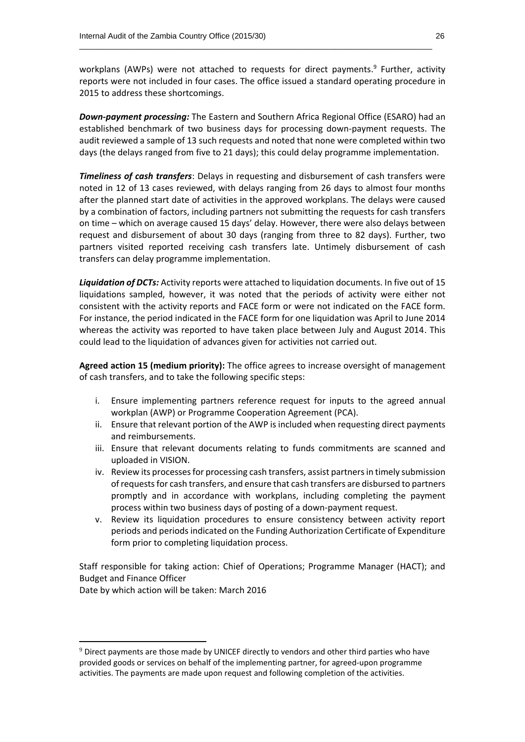workplans (AWPs) were not attached to requests for direct payments.[9] Further, activity reports were not included in four cases. The office issued a standard operating procedure in 2015 to address these shortcomings.

***Down-payment processing:*** The Eastern and Southern Africa Regional Office (ESARO) had an established benchmark of two business days for processing down-payment requests. The audit reviewed a sample of 13 such requests and noted that none were completed within two days (the delays ranged from five to 21 days); this could delay programme implementation.

***Timeliness of cash transfers***: Delays in requesting and disbursement of cash transfers were noted in 12 of 13 cases reviewed, with delays ranging from 26 days to almost four months after the planned start date of activities in the approved workplans. The delays were caused by a combination of factors, including partners not submitting the requests for cash transfers on time – which on average caused 15 days' delay. However, there were also delays between request and disbursement of about 30 days (ranging from three to 82 days). Further, two partners visited reported receiving cash transfers late. Untimely disbursement of cash transfers can delay programme implementation.

***Liquidation of DCTs:*** Activity reports were attached to liquidation documents. In five out of 15 liquidations sampled, however, it was noted that the periods of activity were either not consistent with the activity reports and FACE form or were not indicated on the FACE form. For instance, the period indicated in the FACE form for one liquidation was April to June 2014 whereas the activity was reported to have taken place between July and August 2014. This could lead to the liquidation of advances given for activities not carried out.

**Agreed action 15 (medium priority):** The office agrees to increase oversight of management of cash transfers, and to take the following specific steps:

i. Ensure implementing partners reference request for inputs to the agreed annual workplan (AWP) or Programme Cooperation Agreement (PCA).
ii. Ensure that relevant portion of the AWP is included when requesting direct payments and reimbursements.
iii. Ensure that relevant documents relating to funds commitments are scanned and uploaded in VISION.
iv. Review its processes for processing cash transfers, assist partners in timely submission of requests for cash transfers, and ensure that cash transfers are disbursed to partners promptly and in accordance with workplans, including completing the payment process within two business days of posting of a down-payment request.
v. Review its liquidation procedures to ensure consistency between activity report periods and periods indicated on the Funding Authorization Certificate of Expenditure form prior to completing liquidation process.

Staff responsible for taking action: Chief of Operations; Programme Manager (HACT); and Budget and Finance Officer
Date by which action will be taken: March 2016

---

[9] Direct payments are those made by UNICEF directly to vendors and other third parties who have provided goods or services on behalf of the implementing partner, for agreed-upon programme activities. The payments are made upon request and following completion of the activities.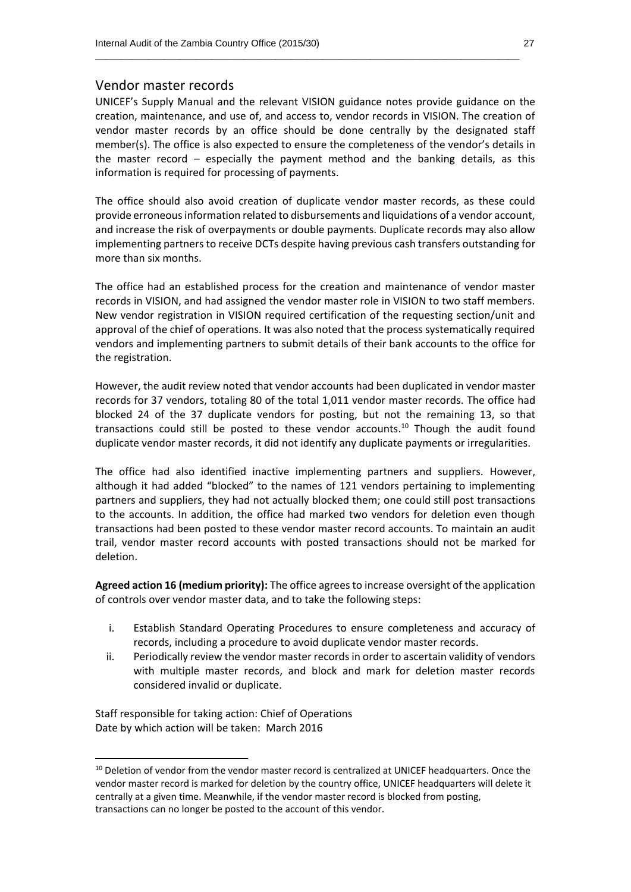## Vendor master records

UNICEF's Supply Manual and the relevant VISION guidance notes provide guidance on the creation, maintenance, and use of, and access to, vendor records in VISION. The creation of vendor master records by an office should be done centrally by the designated staff member(s). The office is also expected to ensure the completeness of the vendor's details in the master record – especially the payment method and the banking details, as this information is required for processing of payments.

The office should also avoid creation of duplicate vendor master records, as these could provide erroneous information related to disbursements and liquidations of a vendor account, and increase the risk of overpayments or double payments. Duplicate records may also allow implementing partners to receive DCTs despite having previous cash transfers outstanding for more than six months.

The office had an established process for the creation and maintenance of vendor master records in VISION, and had assigned the vendor master role in VISION to two staff members. New vendor registration in VISION required certification of the requesting section/unit and approval of the chief of operations. It was also noted that the process systematically required vendors and implementing partners to submit details of their bank accounts to the office for the registration.

However, the audit review noted that vendor accounts had been duplicated in vendor master records for 37 vendors, totaling 80 of the total 1,011 vendor master records. The office had blocked 24 of the 37 duplicate vendors for posting, but not the remaining 13, so that transactions could still be posted to these vendor accounts.[10] Though the audit found duplicate vendor master records, it did not identify any duplicate payments or irregularities.

The office had also identified inactive implementing partners and suppliers. However, although it had added "blocked" to the names of 121 vendors pertaining to implementing partners and suppliers, they had not actually blocked them; one could still post transactions to the accounts. In addition, the office had marked two vendors for deletion even though transactions had been posted to these vendor master record accounts. To maintain an audit trail, vendor master record accounts with posted transactions should not be marked for deletion.

**Agreed action 16 (medium priority):** The office agrees to increase oversight of the application of controls over vendor master data, and to take the following steps:

i. Establish Standard Operating Procedures to ensure completeness and accuracy of records, including a procedure to avoid duplicate vendor master records.
ii. Periodically review the vendor master records in order to ascertain validity of vendors with multiple master records, and block and mark for deletion master records considered invalid or duplicate.

Staff responsible for taking action: Chief of Operations
Date by which action will be taken: March 2016

[10] Deletion of vendor from the vendor master record is centralized at UNICEF headquarters. Once the vendor master record is marked for deletion by the country office, UNICEF headquarters will delete it centrally at a given time. Meanwhile, if the vendor master record is blocked from posting, transactions can no longer be posted to the account of this vendor.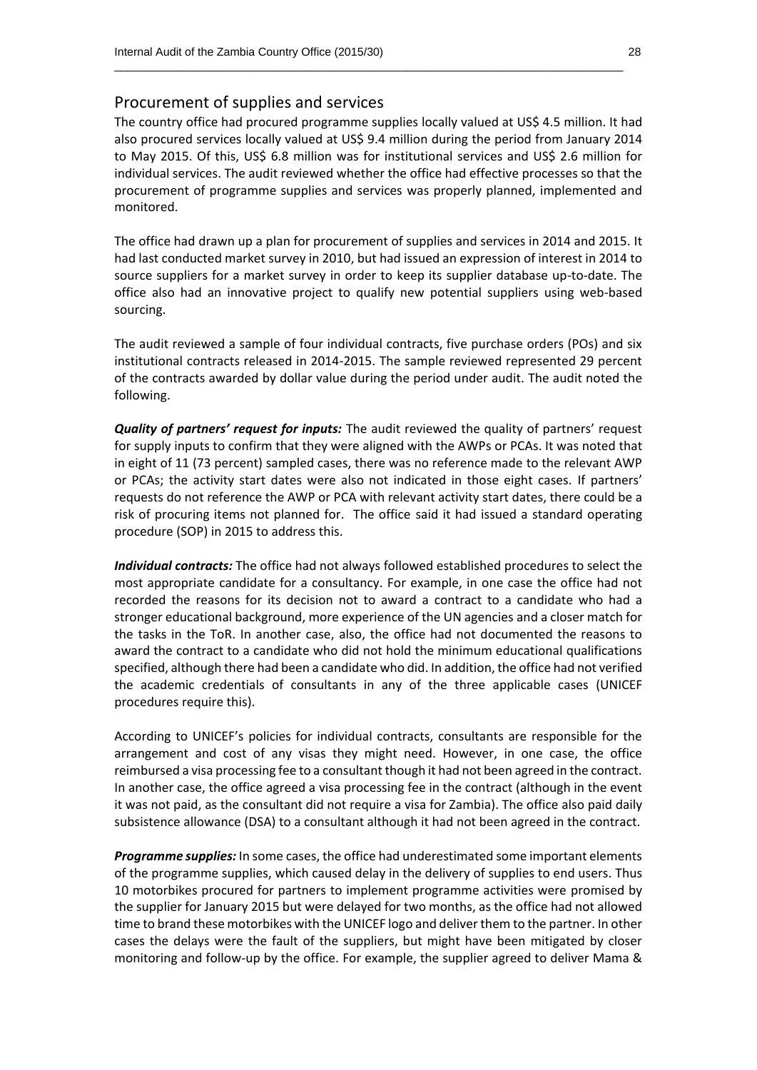## Procurement of supplies and services

The country office had procured programme supplies locally valued at US$ 4.5 million. It had also procured services locally valued at US$ 9.4 million during the period from January 2014 to May 2015. Of this, US$ 6.8 million was for institutional services and US$ 2.6 million for individual services. The audit reviewed whether the office had effective processes so that the procurement of programme supplies and services was properly planned, implemented and monitored.

The office had drawn up a plan for procurement of supplies and services in 2014 and 2015. It had last conducted market survey in 2010, but had issued an expression of interest in 2014 to source suppliers for a market survey in order to keep its supplier database up-to-date. The office also had an innovative project to qualify new potential suppliers using web-based sourcing.

The audit reviewed a sample of four individual contracts, five purchase orders (POs) and six institutional contracts released in 2014-2015. The sample reviewed represented 29 percent of the contracts awarded by dollar value during the period under audit. The audit noted the following.

***Quality of partners' request for inputs:*** The audit reviewed the quality of partners' request for supply inputs to confirm that they were aligned with the AWPs or PCAs. It was noted that in eight of 11 (73 percent) sampled cases, there was no reference made to the relevant AWP or PCAs; the activity start dates were also not indicated in those eight cases. If partners' requests do not reference the AWP or PCA with relevant activity start dates, there could be a risk of procuring items not planned for. The office said it had issued a standard operating procedure (SOP) in 2015 to address this.

***Individual contracts:*** The office had not always followed established procedures to select the most appropriate candidate for a consultancy. For example, in one case the office had not recorded the reasons for its decision not to award a contract to a candidate who had a stronger educational background, more experience of the UN agencies and a closer match for the tasks in the ToR. In another case, also, the office had not documented the reasons to award the contract to a candidate who did not hold the minimum educational qualifications specified, although there had been a candidate who did. In addition, the office had not verified the academic credentials of consultants in any of the three applicable cases (UNICEF procedures require this).

According to UNICEF's policies for individual contracts, consultants are responsible for the arrangement and cost of any visas they might need. However, in one case, the office reimbursed a visa processing fee to a consultant though it had not been agreed in the contract. In another case, the office agreed a visa processing fee in the contract (although in the event it was not paid, as the consultant did not require a visa for Zambia). The office also paid daily subsistence allowance (DSA) to a consultant although it had not been agreed in the contract.

***Programme supplies:*** In some cases, the office had underestimated some important elements of the programme supplies, which caused delay in the delivery of supplies to end users. Thus 10 motorbikes procured for partners to implement programme activities were promised by the supplier for January 2015 but were delayed for two months, as the office had not allowed time to brand these motorbikes with the UNICEF logo and deliver them to the partner. In other cases the delays were the fault of the suppliers, but might have been mitigated by closer monitoring and follow-up by the office. For example, the supplier agreed to deliver Mama &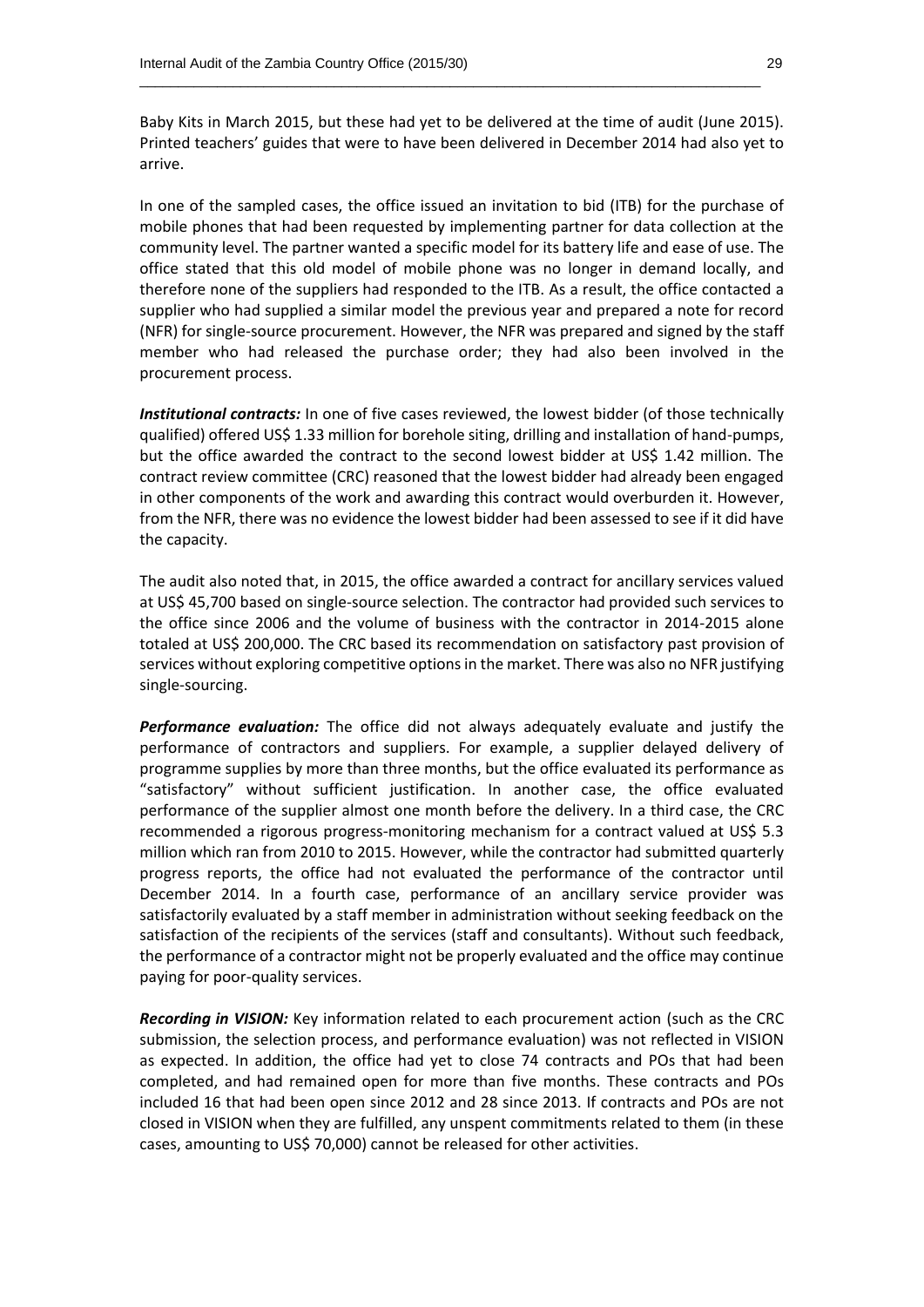Baby Kits in March 2015, but these had yet to be delivered at the time of audit (June 2015). Printed teachers' guides that were to have been delivered in December 2014 had also yet to arrive.

In one of the sampled cases, the office issued an invitation to bid (ITB) for the purchase of mobile phones that had been requested by implementing partner for data collection at the community level. The partner wanted a specific model for its battery life and ease of use. The office stated that this old model of mobile phone was no longer in demand locally, and therefore none of the suppliers had responded to the ITB. As a result, the office contacted a supplier who had supplied a similar model the previous year and prepared a note for record (NFR) for single-source procurement. However, the NFR was prepared and signed by the staff member who had released the purchase order; they had also been involved in the procurement process.

***Institutional contracts:*** In one of five cases reviewed, the lowest bidder (of those technically qualified) offered US$ 1.33 million for borehole siting, drilling and installation of hand-pumps, but the office awarded the contract to the second lowest bidder at US$ 1.42 million. The contract review committee (CRC) reasoned that the lowest bidder had already been engaged in other components of the work and awarding this contract would overburden it. However, from the NFR, there was no evidence the lowest bidder had been assessed to see if it did have the capacity.

The audit also noted that, in 2015, the office awarded a contract for ancillary services valued at US$ 45,700 based on single-source selection. The contractor had provided such services to the office since 2006 and the volume of business with the contractor in 2014-2015 alone totaled at US$ 200,000. The CRC based its recommendation on satisfactory past provision of services without exploring competitive options in the market. There was also no NFR justifying single-sourcing.

***Performance evaluation:*** The office did not always adequately evaluate and justify the performance of contractors and suppliers. For example, a supplier delayed delivery of programme supplies by more than three months, but the office evaluated its performance as "satisfactory" without sufficient justification. In another case, the office evaluated performance of the supplier almost one month before the delivery. In a third case, the CRC recommended a rigorous progress-monitoring mechanism for a contract valued at US$ 5.3 million which ran from 2010 to 2015. However, while the contractor had submitted quarterly progress reports, the office had not evaluated the performance of the contractor until December 2014. In a fourth case, performance of an ancillary service provider was satisfactorily evaluated by a staff member in administration without seeking feedback on the satisfaction of the recipients of the services (staff and consultants). Without such feedback, the performance of a contractor might not be properly evaluated and the office may continue paying for poor-quality services.

***Recording in VISION:*** Key information related to each procurement action (such as the CRC submission, the selection process, and performance evaluation) was not reflected in VISION as expected. In addition, the office had yet to close 74 contracts and POs that had been completed, and had remained open for more than five months. These contracts and POs included 16 that had been open since 2012 and 28 since 2013. If contracts and POs are not closed in VISION when they are fulfilled, any unspent commitments related to them (in these cases, amounting to US$ 70,000) cannot be released for other activities.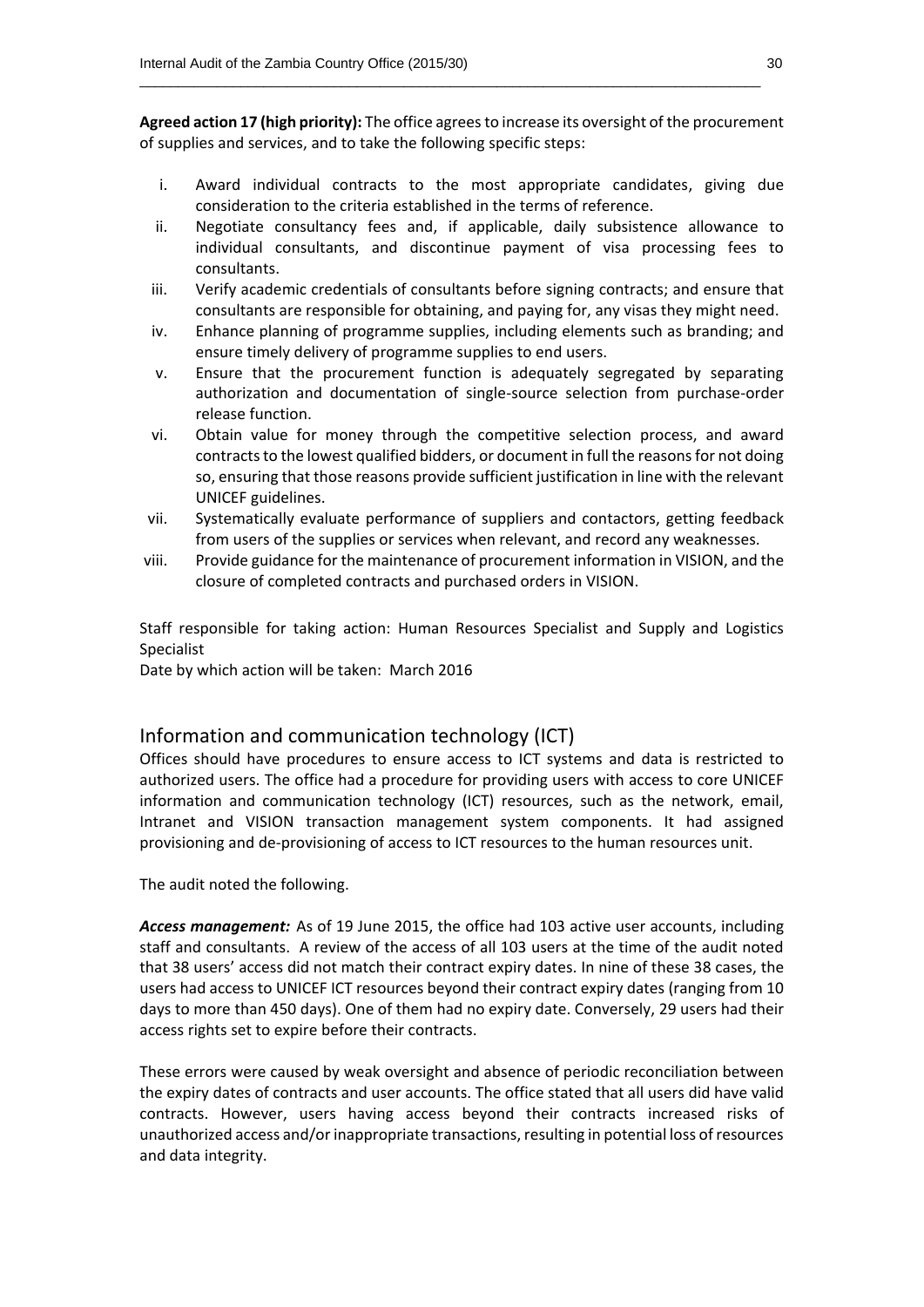**Agreed action 17 (high priority):** The office agrees to increase its oversight of the procurement of supplies and services, and to take the following specific steps:

i. Award individual contracts to the most appropriate candidates, giving due consideration to the criteria established in the terms of reference.
ii. Negotiate consultancy fees and, if applicable, daily subsistence allowance to individual consultants, and discontinue payment of visa processing fees to consultants.
iii. Verify academic credentials of consultants before signing contracts; and ensure that consultants are responsible for obtaining, and paying for, any visas they might need.
iv. Enhance planning of programme supplies, including elements such as branding; and ensure timely delivery of programme supplies to end users.
v. Ensure that the procurement function is adequately segregated by separating authorization and documentation of single-source selection from purchase-order release function.
vi. Obtain value for money through the competitive selection process, and award contracts to the lowest qualified bidders, or document in full the reasons for not doing so, ensuring that those reasons provide sufficient justification in line with the relevant UNICEF guidelines.
vii. Systematically evaluate performance of suppliers and contactors, getting feedback from users of the supplies or services when relevant, and record any weaknesses.
viii. Provide guidance for the maintenance of procurement information in VISION, and the closure of completed contracts and purchased orders in VISION.

Staff responsible for taking action: Human Resources Specialist and Supply and Logistics Specialist
Date by which action will be taken: March 2016

## Information and communication technology (ICT)

Offices should have procedures to ensure access to ICT systems and data is restricted to authorized users. The office had a procedure for providing users with access to core UNICEF information and communication technology (ICT) resources, such as the network, email, Intranet and VISION transaction management system components. It had assigned provisioning and de-provisioning of access to ICT resources to the human resources unit.

The audit noted the following.

***Access management:*** As of 19 June 2015, the office had 103 active user accounts, including staff and consultants. A review of the access of all 103 users at the time of the audit noted that 38 users' access did not match their contract expiry dates. In nine of these 38 cases, the users had access to UNICEF ICT resources beyond their contract expiry dates (ranging from 10 days to more than 450 days). One of them had no expiry date. Conversely, 29 users had their access rights set to expire before their contracts.

These errors were caused by weak oversight and absence of periodic reconciliation between the expiry dates of contracts and user accounts. The office stated that all users did have valid contracts. However, users having access beyond their contracts increased risks of unauthorized access and/or inappropriate transactions, resulting in potential loss of resources and data integrity.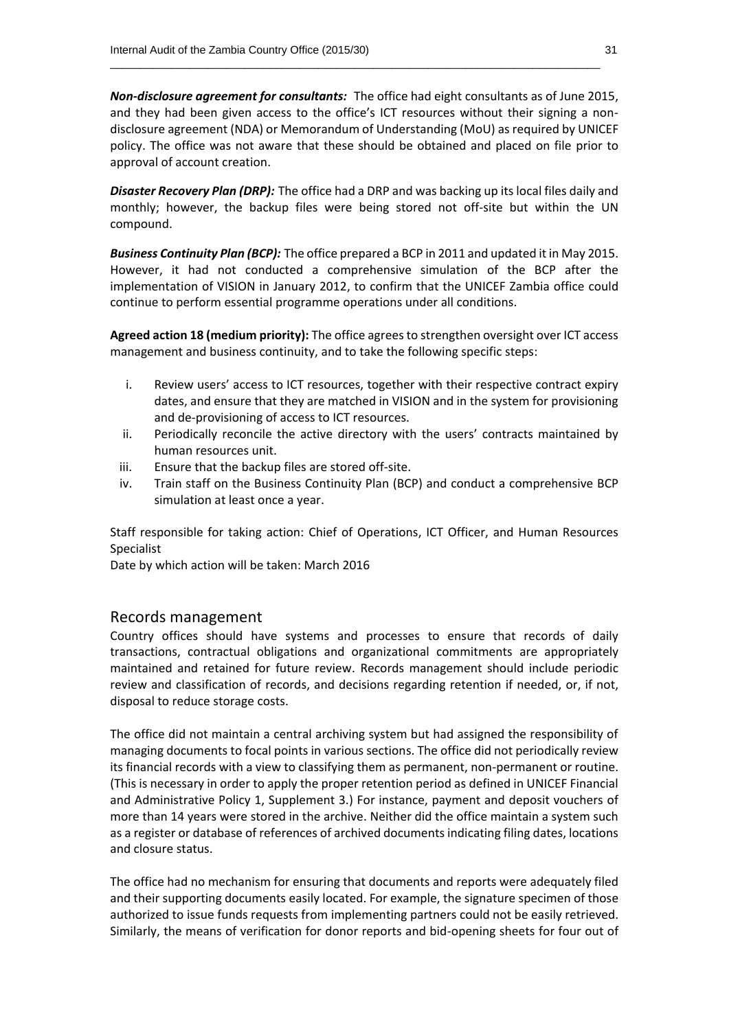***Non-disclosure agreement for consultants:*** The office had eight consultants as of June 2015, and they had been given access to the office's ICT resources without their signing a non-disclosure agreement (NDA) or Memorandum of Understanding (MoU) as required by UNICEF policy. The office was not aware that these should be obtained and placed on file prior to approval of account creation.

***Disaster Recovery Plan (DRP):*** The office had a DRP and was backing up its local files daily and monthly; however, the backup files were being stored not off-site but within the UN compound.

***Business Continuity Plan (BCP):*** The office prepared a BCP in 2011 and updated it in May 2015. However, it had not conducted a comprehensive simulation of the BCP after the implementation of VISION in January 2012, to confirm that the UNICEF Zambia office could continue to perform essential programme operations under all conditions.

**Agreed action 18 (medium priority):** The office agrees to strengthen oversight over ICT access management and business continuity, and to take the following specific steps:

i. Review users' access to ICT resources, together with their respective contract expiry dates, and ensure that they are matched in VISION and in the system for provisioning and de-provisioning of access to ICT resources.
ii. Periodically reconcile the active directory with the users' contracts maintained by human resources unit.
iii. Ensure that the backup files are stored off-site.
iv. Train staff on the Business Continuity Plan (BCP) and conduct a comprehensive BCP simulation at least once a year.

Staff responsible for taking action: Chief of Operations, ICT Officer, and Human Resources Specialist
Date by which action will be taken: March 2016

## Records management

Country offices should have systems and processes to ensure that records of daily transactions, contractual obligations and organizational commitments are appropriately maintained and retained for future review. Records management should include periodic review and classification of records, and decisions regarding retention if needed, or, if not, disposal to reduce storage costs.

The office did not maintain a central archiving system but had assigned the responsibility of managing documents to focal points in various sections. The office did not periodically review its financial records with a view to classifying them as permanent, non-permanent or routine. (This is necessary in order to apply the proper retention period as defined in UNICEF Financial and Administrative Policy 1, Supplement 3.) For instance, payment and deposit vouchers of more than 14 years were stored in the archive. Neither did the office maintain a system such as a register or database of references of archived documents indicating filing dates, locations and closure status.

The office had no mechanism for ensuring that documents and reports were adequately filed and their supporting documents easily located. For example, the signature specimen of those authorized to issue funds requests from implementing partners could not be easily retrieved. Similarly, the means of verification for donor reports and bid-opening sheets for four out of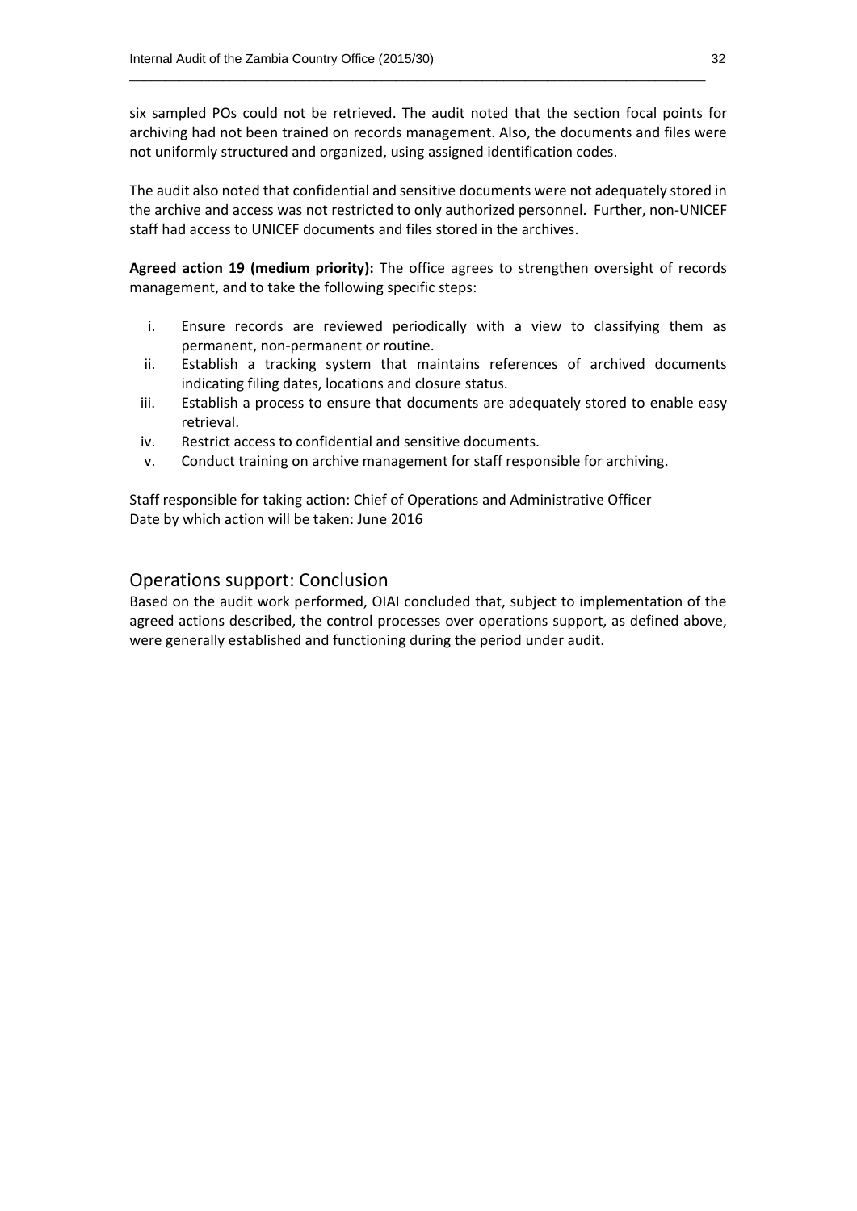six sampled POs could not be retrieved. The audit noted that the section focal points for archiving had not been trained on records management. Also, the documents and files were not uniformly structured and organized, using assigned identification codes.

The audit also noted that confidential and sensitive documents were not adequately stored in the archive and access was not restricted to only authorized personnel. Further, non-UNICEF staff had access to UNICEF documents and files stored in the archives.

**Agreed action 19 (medium priority):** The office agrees to strengthen oversight of records management, and to take the following specific steps:

i. Ensure records are reviewed periodically with a view to classifying them as permanent, non-permanent or routine.
ii. Establish a tracking system that maintains references of archived documents indicating filing dates, locations and closure status.
iii. Establish a process to ensure that documents are adequately stored to enable easy retrieval.
iv. Restrict access to confidential and sensitive documents.
v. Conduct training on archive management for staff responsible for archiving.

Staff responsible for taking action: Chief of Operations and Administrative Officer
Date by which action will be taken: June 2016

## Operations support: Conclusion

Based on the audit work performed, OIAI concluded that, subject to implementation of the agreed actions described, the control processes over operations support, as defined above, were generally established and functioning during the period under audit.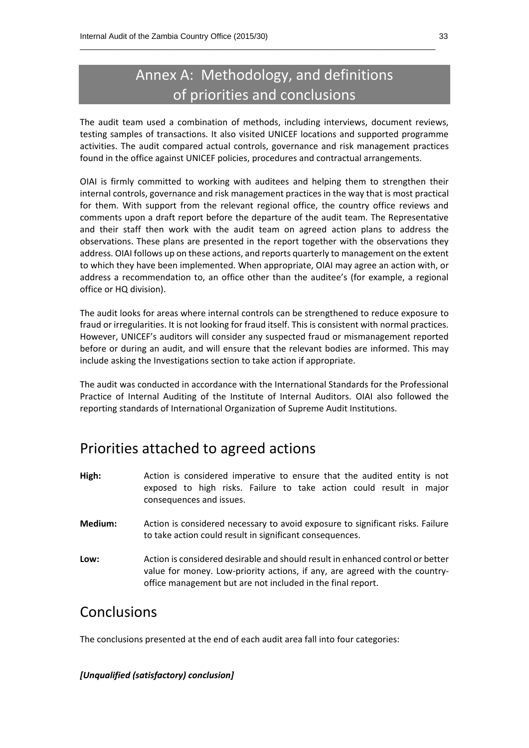# Annex A: Methodology, and definitions of priorities and conclusions

The audit team used a combination of methods, including interviews, document reviews, testing samples of transactions. It also visited UNICEF locations and supported programme activities. The audit compared actual controls, governance and risk management practices found in the office against UNICEF policies, procedures and contractual arrangements.

OIAI is firmly committed to working with auditees and helping them to strengthen their internal controls, governance and risk management practices in the way that is most practical for them. With support from the relevant regional office, the country office reviews and comments upon a draft report before the departure of the audit team. The Representative and their staff then work with the audit team on agreed action plans to address the observations. These plans are presented in the report together with the observations they address. OIAI follows up on these actions, and reports quarterly to management on the extent to which they have been implemented. When appropriate, OIAI may agree an action with, or address a recommendation to, an office other than the auditee's (for example, a regional office or HQ division).

The audit looks for areas where internal controls can be strengthened to reduce exposure to fraud or irregularities. It is not looking for fraud itself. This is consistent with normal practices. However, UNICEF's auditors will consider any suspected fraud or mismanagement reported before or during an audit, and will ensure that the relevant bodies are informed. This may include asking the Investigations section to take action if appropriate.

The audit was conducted in accordance with the International Standards for the Professional Practice of Internal Auditing of the Institute of Internal Auditors. OIAI also followed the reporting standards of International Organization of Supreme Audit Institutions.

## Priorities attached to agreed actions

**High:** Action is considered imperative to ensure that the audited entity is not exposed to high risks. Failure to take action could result in major consequences and issues.

**Medium:** Action is considered necessary to avoid exposure to significant risks. Failure to take action could result in significant consequences.

**Low:** Action is considered desirable and should result in enhanced control or better value for money. Low-priority actions, if any, are agreed with the country-office management but are not included in the final report.

## Conclusions

The conclusions presented at the end of each audit area fall into four categories:

***[Unqualified (satisfactory) conclusion]***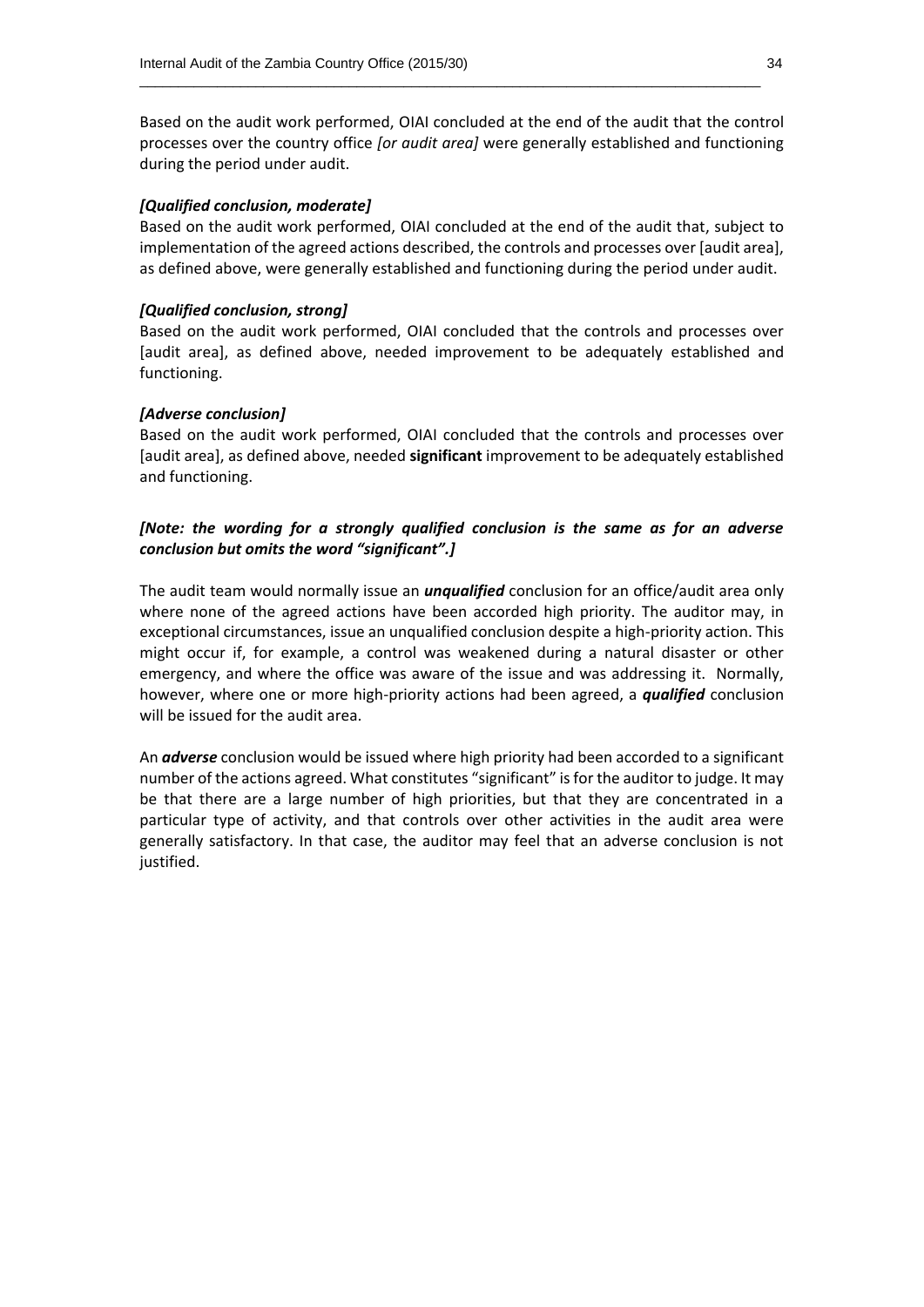Based on the audit work performed, OIAI concluded at the end of the audit that the control processes over the country office *[or audit area]* were generally established and functioning during the period under audit.

***[Qualified conclusion, moderate]***

Based on the audit work performed, OIAI concluded at the end of the audit that, subject to implementation of the agreed actions described, the controls and processes over [audit area], as defined above, were generally established and functioning during the period under audit.

***[Qualified conclusion, strong]***

Based on the audit work performed, OIAI concluded that the controls and processes over [audit area], as defined above, needed improvement to be adequately established and functioning.

***[Adverse conclusion]***

Based on the audit work performed, OIAI concluded that the controls and processes over [audit area], as defined above, needed **significant** improvement to be adequately established and functioning.

***[Note: the wording for a strongly qualified conclusion is the same as for an adverse conclusion but omits the word "significant".]***

The audit team would normally issue an ***unqualified*** conclusion for an office/audit area only where none of the agreed actions have been accorded high priority. The auditor may, in exceptional circumstances, issue an unqualified conclusion despite a high-priority action. This might occur if, for example, a control was weakened during a natural disaster or other emergency, and where the office was aware of the issue and was addressing it. Normally, however, where one or more high-priority actions had been agreed, a ***qualified*** conclusion will be issued for the audit area.

An ***adverse*** conclusion would be issued where high priority had been accorded to a significant number of the actions agreed. What constitutes "significant" is for the auditor to judge. It may be that there are a large number of high priorities, but that they are concentrated in a particular type of activity, and that controls over other activities in the audit area were generally satisfactory. In that case, the auditor may feel that an adverse conclusion is not justified.